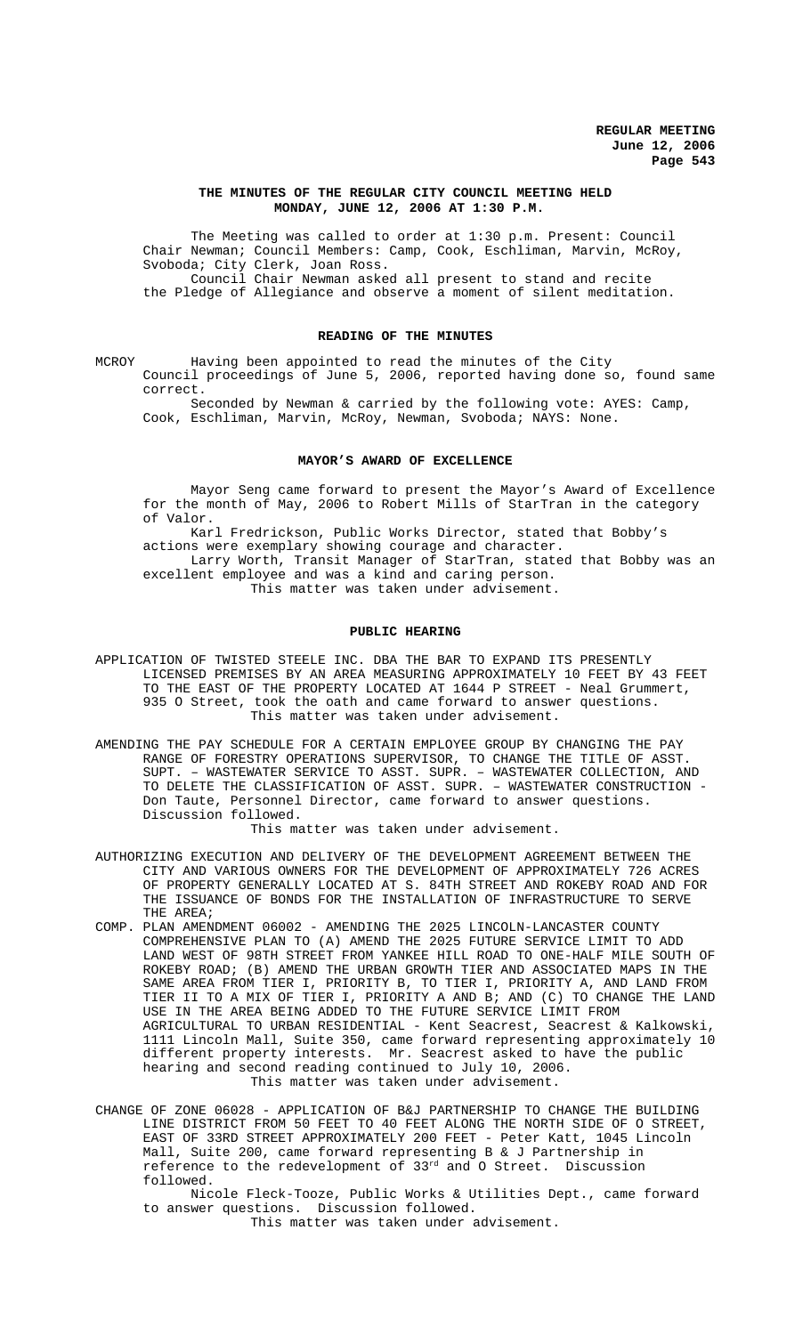# THE MINUTES OF THE REGULAR CITY COUNCIL MEETING HELD MONDAY, JUNE 12, 2006 AT 1:30 P.M.

The Meeting was called to order at 1:30 p.m. Present: Council Chair Newman; Council Members: Camp, Cook, Eschliman, Marvin, McRoy, Svoboda; City Clerk, Joan Ross.

Council Chair Newman asked all present to stand and recite the Pledge of Allegiance and observe a moment of silent meditation.

## READING OF THE MINUTES

MCROY Having been appointed to read the minutes of the City Council proceedings of June 5, 2006, reported having done so, found same correct.

Seconded by Newman & carried by the following vote: AYES: Camp, Cook, Eschliman, Marvin, McRoy, Newman, Svoboda; NAYS: None.

## MAYOR'S AWARD OF EXCELLENCE

Mayor Seng came forward to present the Mayor's Award of Excellence for the month of May, 2006 to Robert Mills of StarTran in the category of Valor.

Karl Fredrickson, Public Works Director, stated that Bobby's actions were exemplary showing courage and character.

Larry Worth, Transit Manager of StarTran, stated that Bobby was an excellent employee and was a kind and caring person.

This matter was taken under advisement.

## PUBLIC HEARING

APPLICATION OF TWISTED STEELE INC. DBA THE BAR TO EXPAND ITS PRESENTLY LICENSED PREMISES BY AN AREA MEASURING APPROXIMATELY 10 FEET BY 43 FEET TO THE EAST OF THE PROPERTY LOCATED AT 1644 P STREET - Neal Grummert, 935 O Street, took the oath and came forward to answer questions.

This matter was taken under advisement.

AMENDING THE PAY SCHEDULE FOR A CERTAIN EMPLOYEE GROUP BY CHANGING THE PAY RANGE OF FORESTRY OPERATIONS SUPERVISOR, TO CHANGE THE TITLE OF ASST. SUPT. – WASTEWATER SERVICE TO ASST. SUPR. – WASTEWATER COLLECTION, AND TO DELETE THE CLASSIFICATION OF ASST. SUPR. – WASTEWATER CONSTRUCTION - Don Taute, Personnel Director, came forward to answer questions. Discussion followed.

This matter was taken under advisement.

AUTHORIZING EXECUTION AND DELIVERY OF THE DEVELOPMENT AGREEMENT BETWEEN THE CITY AND VARIOUS OWNERS FOR THE DEVELOPMENT OF APPROXIMATELY 726 ACRES OF PROPERTY GENERALLY LOCATED AT S. 84TH STREET AND ROKEBY ROAD AND FOR THE ISSUANCE OF BONDS FOR THE INSTALLATION OF INFRASTRUCTURE TO SERVE THE AREA;

COMP. PLAN AMENDMENT 06002 - AMENDING THE 2025 LINCOLN-LANCASTER COUNTY COMPREHENSIVE PLAN TO (A) AMEND THE 2025 FUTURE SERVICE LIMIT TO ADD LAND WEST OF 98TH STREET FROM YANKEE HILL ROAD TO ONE-HALF MILE SOUTH OF ROKEBY ROAD; (B) AMEND THE URBAN GROWTH TIER AND ASSOCIATED MAPS IN THE SAME AREA FROM TIER I, PRIORITY B, TO TIER I, PRIORITY A, AND LAND FROM TIER II TO A MIX OF TIER I, PRIORITY A AND B; AND (C) TO CHANGE THE LAND USE IN THE AREA BEING ADDED TO THE FUTURE SERVICE LIMIT FROM AGRICULTURAL TO URBAN RESIDENTIAL - Kent Seacrest, Seacrest & Kalkowski, 1111 Lincoln Mall, Suite 350, came forward representing approximately 10 different property interests. Mr. Seacrest asked to have the public hearing and second reading continued to July 10, 2006.

This matter was taken under advisement.

CHANGE OF ZONE 06028 - APPLICATION OF B&J PARTNERSHIP TO CHANGE THE BUILDING LINE DISTRICT FROM 50 FEET TO 40 FEET ALONG THE NORTH SIDE OF O STREET, EAST OF 33RD STREET APPROXIMATELY 200 FEET - Peter Katt, 1045 Lincoln Mall, Suite 200, came forward representing B & J Partnership in reference to the redevelopment of 33rd and O Street. Discussion followed.

Nicole Fleck-Tooze, Public Works & Utilities Dept., came forward to answer questions. Discussion followed.

This matter was taken under advisement.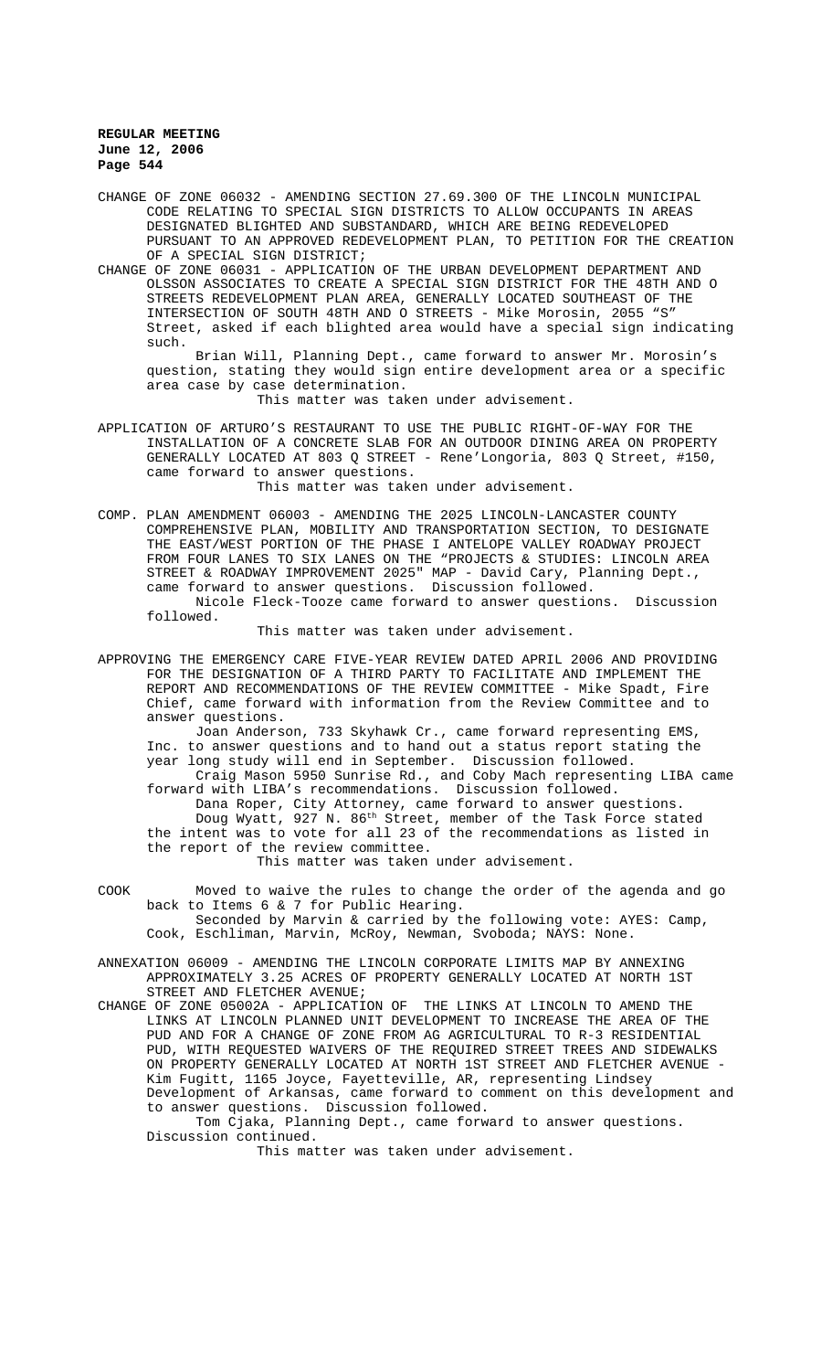CHANGE OF ZONE 06032 - AMENDING SECTION 27.69.300 OF THE LINCOLN MUNICIPAL CODE RELATING TO SPECIAL SIGN DISTRICTS TO ALLOW OCCUPANTS IN AREAS DESIGNATED BLIGHTED AND SUBSTANDARD, WHICH ARE BEING REDEVELOPED PURSUANT TO AN APPROVED REDEVELOPMENT PLAN, TO PETITION FOR THE CREATION OF A SPECIAL SIGN DISTRICT;

CHANGE OF ZONE 06031 - APPLICATION OF THE URBAN DEVELOPMENT DEPARTMENT AND OLSSON ASSOCIATES TO CREATE A SPECIAL SIGN DISTRICT FOR THE 48TH AND O STREETS REDEVELOPMENT PLAN AREA, GENERALLY LOCATED SOUTHEAST OF THE INTERSECTION OF SOUTH 48TH AND O STREETS - Mike Morosin, 2055 "S" Street, asked if each blighted area would have a special sign indicating such.

Brian Will, Planning Dept., came forward to answer Mr. Morosin's question, stating they would sign entire development area or a specific area case by case determination.

This matter was taken under advisement.

APPLICATION OF ARTURO'S RESTAURANT TO USE THE PUBLIC RIGHT-OF-WAY FOR THE INSTALLATION OF A CONCRETE SLAB FOR AN OUTDOOR DINING AREA ON PROPERTY GENERALLY LOCATED AT 803 Q STREET - Rene'Longoria, 803 Q Street, #150, came forward to answer questions.

This matter was taken under advisement.

COMP. PLAN AMENDMENT 06003 - AMENDING THE 2025 LINCOLN-LANCASTER COUNTY COMPREHENSIVE PLAN, MOBILITY AND TRANSPORTATION SECTION, TO DESIGNATE THE EAST/WEST PORTION OF THE PHASE I ANTELOPE VALLEY ROADWAY PROJECT FROM FOUR LANES TO SIX LANES ON THE "PROJECTS & STUDIES: LINCOLN AREA STREET & ROADWAY IMPROVEMENT 2025" MAP - David Cary, Planning Dept., came forward to answer questions. Discussion followed.

Nicole Fleck-Tooze came forward to answer questions. Discussion followed.

This matter was taken under advisement.

APPROVING THE EMERGENCY CARE FIVE-YEAR REVIEW DATED APRIL 2006 AND PROVIDING FOR THE DESIGNATION OF A THIRD PARTY TO FACILITATE AND IMPLEMENT THE REPORT AND RECOMMENDATIONS OF THE REVIEW COMMITTEE - Mike Spadt, Fire Chief, came forward with information from the Review Committee and to answer questions.

Joan Anderson, 733 Skyhawk Cr., came forward representing EMS, Inc. to answer questions and to hand out a status report stating the year long study will end in September. Discussion followed.

Craig Mason 5950 Sunrise Rd., and Coby Mach representing LIBA came forward with LIBA's recommendations. Discussion followed.

Dana Roper, City Attorney, came forward to answer questions.

Doug Wyatt, 927 N. 86th Street, member of the Task Force stated the intent was to vote for all 23 of the recommendations as listed in the report of the review committee.

This matter was taken under advisement.

COOK Moved to waive the rules to change the order of the agenda and go back to Items 6 & 7 for Public Hearing.

Seconded by Marvin & carried by the following vote: AYES: Camp, Cook, Eschliman, Marvin, McRoy, Newman, Svoboda; NAYS: None.

ANNEXATION 06009 - AMENDING THE LINCOLN CORPORATE LIMITS MAP BY ANNEXING APPROXIMATELY 3.25 ACRES OF PROPERTY GENERALLY LOCATED AT NORTH 1ST STREET AND FLETCHER AVENUE;

CHANGE OF ZONE 05002A - APPLICATION OF THE LINKS AT LINCOLN TO AMEND THE LINKS AT LINCOLN PLANNED UNIT DEVELOPMENT TO INCREASE THE AREA OF THE PUD AND FOR A CHANGE OF ZONE FROM AG AGRICULTURAL TO R-3 RESIDENTIAL PUD, WITH REQUESTED WAIVERS OF THE REQUIRED STREET TREES AND SIDEWALKS ON PROPERTY GENERALLY LOCATED AT NORTH 1ST STREET AND FLETCHER AVENUE - Kim Fugitt, 1165 Joyce, Fayetteville, AR, representing Lindsey Development of Arkansas, came forward to comment on this development and to answer questions. Discussion followed.

Tom Cjaka, Planning Dept., came forward to answer questions. Discussion continued.

This matter was taken under advisement.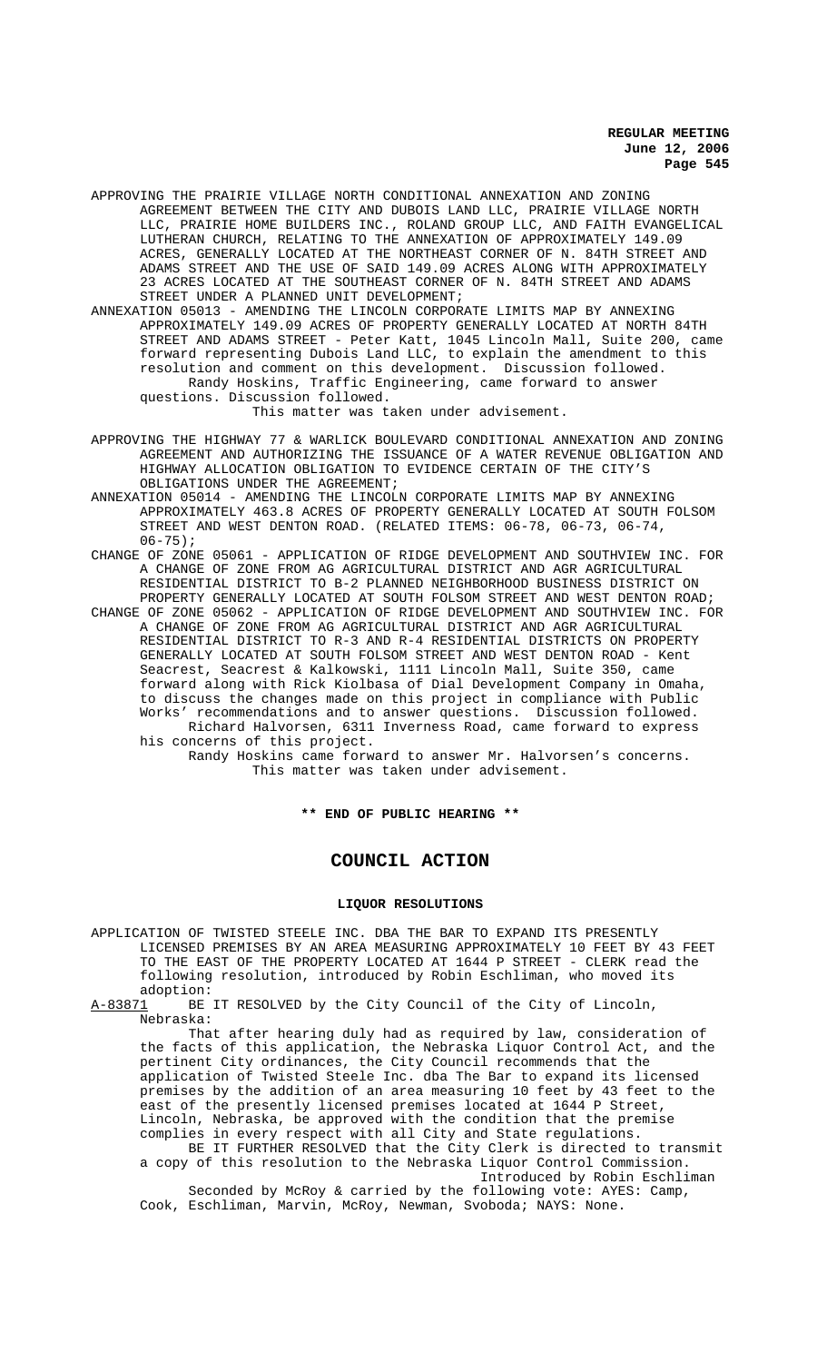APPROVING THE PRAIRIE VILLAGE NORTH CONDITIONAL ANNEXATION AND ZONING AGREEMENT BETWEEN THE CITY AND DUBOIS LAND LLC, PRAIRIE VILLAGE NORTH LLC, PRAIRIE HOME BUILDERS INC., ROLAND GROUP LLC, AND FAITH EVANGELICAL LUTHERAN CHURCH, RELATING TO THE ANNEXATION OF APPROXIMATELY 149.09 ACRES, GENERALLY LOCATED AT THE NORTHEAST CORNER OF N. 84TH STREET AND ADAMS STREET AND THE USE OF SAID 149.09 ACRES ALONG WITH APPROXIMATELY 23 ACRES LOCATED AT THE SOUTHEAST CORNER OF N. 84TH STREET AND ADAMS STREET UNDER A PLANNED UNIT DEVELOPMENT;

ANNEXATION 05013 - AMENDING THE LINCOLN CORPORATE LIMITS MAP BY ANNEXING APPROXIMATELY 149.09 ACRES OF PROPERTY GENERALLY LOCATED AT NORTH 84TH STREET AND ADAMS STREET - Peter Katt, 1045 Lincoln Mall, Suite 200, came forward representing Dubois Land LLC, to explain the amendment to this resolution and comment on this development. Discussion followed.

Randy Hoskins, Traffic Engineering, came forward to answer questions. Discussion followed.

This matter was taken under advisement.

APPROVING THE HIGHWAY 77 & WARLICK BOULEVARD CONDITIONAL ANNEXATION AND ZONING AGREEMENT AND AUTHORIZING THE ISSUANCE OF A WATER REVENUE OBLIGATION AND HIGHWAY ALLOCATION OBLIGATION TO EVIDENCE CERTAIN OF THE CITY'S OBLIGATIONS UNDER THE AGREEMENT;

ANNEXATION 05014 - AMENDING THE LINCOLN CORPORATE LIMITS MAP BY ANNEXING APPROXIMATELY 463.8 ACRES OF PROPERTY GENERALLY LOCATED AT SOUTH FOLSOM STREET AND WEST DENTON ROAD. (RELATED ITEMS: 06-78, 06-73, 06-74, 06-75);

CHANGE OF ZONE 05061 - APPLICATION OF RIDGE DEVELOPMENT AND SOUTHVIEW INC. FOR A CHANGE OF ZONE FROM AG AGRICULTURAL DISTRICT AND AGR AGRICULTURAL RESIDENTIAL DISTRICT TO B-2 PLANNED NEIGHBORHOOD BUSINESS DISTRICT ON PROPERTY GENERALLY LOCATED AT SOUTH FOLSOM STREET AND WEST DENTON ROAD;

CHANGE OF ZONE 05062 - APPLICATION OF RIDGE DEVELOPMENT AND SOUTHVIEW INC. FOR A CHANGE OF ZONE FROM AG AGRICULTURAL DISTRICT AND AGR AGRICULTURAL RESIDENTIAL DISTRICT TO R-3 AND R-4 RESIDENTIAL DISTRICTS ON PROPERTY GENERALLY LOCATED AT SOUTH FOLSOM STREET AND WEST DENTON ROAD - Kent Seacrest, Seacrest & Kalkowski, 1111 Lincoln Mall, Suite 350, came forward along with Rick Kiolbasa of Dial Development Company in Omaha, to discuss the changes made on this project in compliance with Public Works' recommendations and to answer questions. Discussion followed.

Richard Halvorsen, 6311 Inverness Road, came forward to express his concerns of this project.

Randy Hoskins came forward to answer Mr. Halvorsen's concerns.

This matter was taken under advisement.

**\*\* END OF PUBLIC HEARING \*\***

# COUNCIL ACTION

## LIQUOR RESOLUTIONS

APPLICATION OF TWISTED STEELE INC. DBA THE BAR TO EXPAND ITS PRESENTLY LICENSED PREMISES BY AN AREA MEASURING APPROXIMATELY 10 FEET BY 43 FEET TO THE EAST OF THE PROPERTY LOCATED AT 1644 P STREET - CLERK read the following resolution, introduced by Robin Eschliman, who moved its adoption:

A-83871 BE IT RESOLVED by the City Council of the City of Lincoln, Nebraska:

That after hearing duly had as required by law, consideration of the facts of this application, the Nebraska Liquor Control Act, and the pertinent City ordinances, the City Council recommends that the application of Twisted Steele Inc. dba The Bar to expand its licensed premises by the addition of an area measuring 10 feet by 43 feet to the east of the presently licensed premises located at 1644 P Street, Lincoln, Nebraska, be approved with the condition that the premise complies in every respect with all City and State regulations.

BE IT FURTHER RESOLVED that the City Clerk is directed to transmit a copy of this resolution to the Nebraska Liquor Control Commission.

Introduced by Robin Eschliman

Seconded by McRoy & carried by the following vote: AYES: Camp, Cook, Eschliman, Marvin, McRoy, Newman, Svoboda; NAYS: None.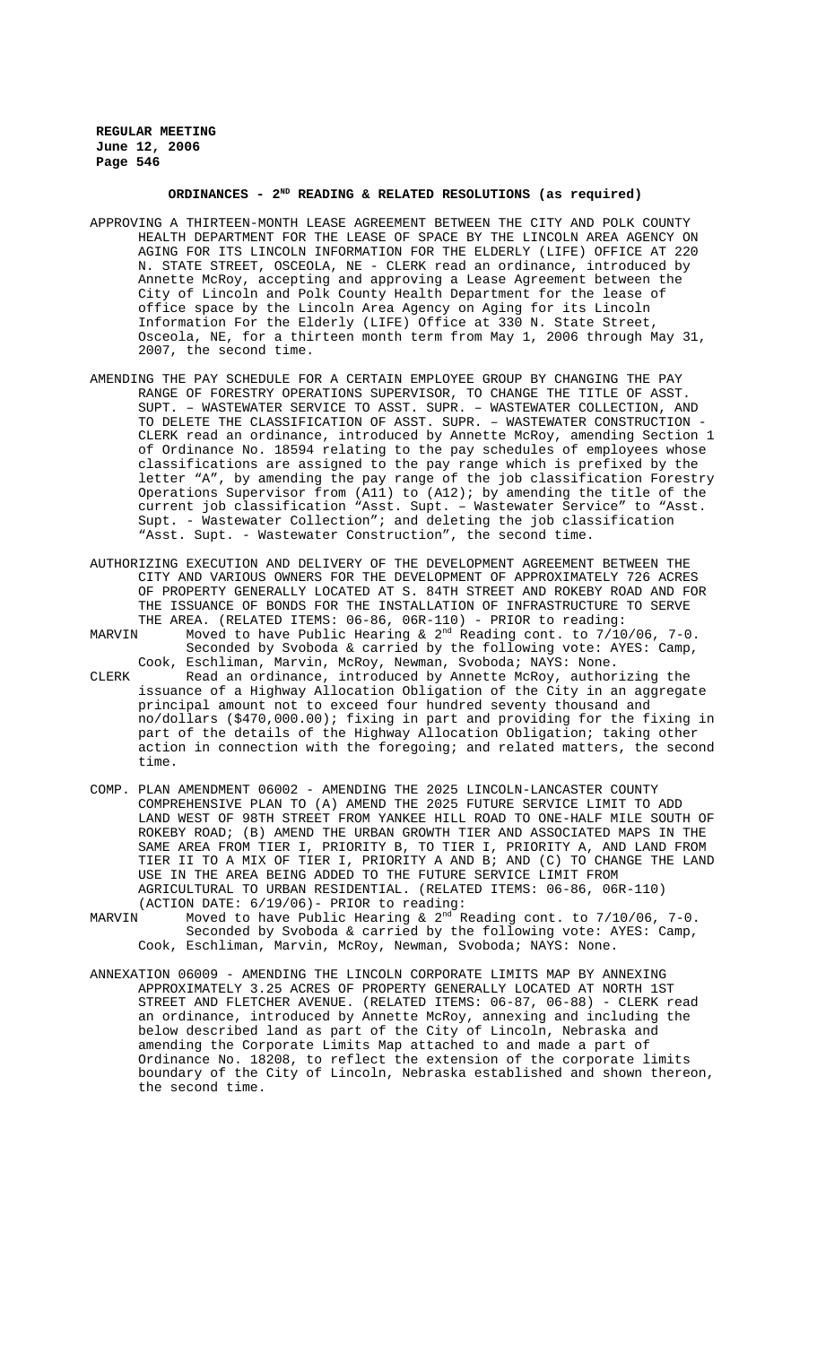## ORDINANCES - 2ND READING & RELATED RESOLUTIONS (as required)

APPROVING A THIRTEEN-MONTH LEASE AGREEMENT BETWEEN THE CITY AND POLK COUNTY HEALTH DEPARTMENT FOR THE LEASE OF SPACE BY THE LINCOLN AREA AGENCY ON AGING FOR ITS LINCOLN INFORMATION FOR THE ELDERLY (LIFE) OFFICE AT 220 N. STATE STREET, OSCEOLA, NE - CLERK read an ordinance, introduced by Annette McRoy, accepting and approving a Lease Agreement between the City of Lincoln and Polk County Health Department for the lease of office space by the Lincoln Area Agency on Aging for its Lincoln Information For the Elderly (LIFE) Office at 330 N. State Street, Osceola, NE, for a thirteen month term from May 1, 2006 through May 31, 2007, the second time.

AMENDING THE PAY SCHEDULE FOR A CERTAIN EMPLOYEE GROUP BY CHANGING THE PAY RANGE OF FORESTRY OPERATIONS SUPERVISOR, TO CHANGE THE TITLE OF ASST. SUPT. – WASTEWATER SERVICE TO ASST. SUPR. – WASTEWATER COLLECTION, AND TO DELETE THE CLASSIFICATION OF ASST. SUPR. – WASTEWATER CONSTRUCTION - CLERK read an ordinance, introduced by Annette McRoy, amending Section 1 of Ordinance No. 18594 relating to the pay schedules of employees whose classifications are assigned to the pay range which is prefixed by the letter "A", by amending the pay range of the job classification Forestry Operations Supervisor from (A11) to (A12); by amending the title of the current job classification "Asst. Supt. – Wastewater Service" to "Asst. Supt. - Wastewater Collection"; and deleting the job classification "Asst. Supt. - Wastewater Construction", the second time.

AUTHORIZING EXECUTION AND DELIVERY OF THE DEVELOPMENT AGREEMENT BETWEEN THE CITY AND VARIOUS OWNERS FOR THE DEVELOPMENT OF APPROXIMATELY 726 ACRES OF PROPERTY GENERALLY LOCATED AT S. 84TH STREET AND ROKEBY ROAD AND FOR THE ISSUANCE OF BONDS FOR THE INSTALLATION OF INFRASTRUCTURE TO SERVE THE AREA. (RELATED ITEMS: 06-86, 06R-110) - PRIOR to reading:

MARVIN Moved to have Public Hearing & 2nd Reading cont. to 7/10/06, 7-0. Seconded by Svoboda & carried by the following vote: AYES: Camp, Cook, Eschliman, Marvin, McRoy, Newman, Svoboda; NAYS: None.

CLERK Read an ordinance, introduced by Annette McRoy, authorizing the issuance of a Highway Allocation Obligation of the City in an aggregate principal amount not to exceed four hundred seventy thousand and no/dollars ($470,000.00); fixing in part and providing for the fixing in part of the details of the Highway Allocation Obligation; taking other action in connection with the foregoing; and related matters, the second time.

COMP. PLAN AMENDMENT 06002 - AMENDING THE 2025 LINCOLN-LANCASTER COUNTY COMPREHENSIVE PLAN TO (A) AMEND THE 2025 FUTURE SERVICE LIMIT TO ADD LAND WEST OF 98TH STREET FROM YANKEE HILL ROAD TO ONE-HALF MILE SOUTH OF ROKEBY ROAD; (B) AMEND THE URBAN GROWTH TIER AND ASSOCIATED MAPS IN THE SAME AREA FROM TIER I, PRIORITY B, TO TIER I, PRIORITY A, AND LAND FROM TIER II TO A MIX OF TIER I, PRIORITY A AND B; AND (C) TO CHANGE THE LAND USE IN THE AREA BEING ADDED TO THE FUTURE SERVICE LIMIT FROM AGRICULTURAL TO URBAN RESIDENTIAL. (RELATED ITEMS: 06-86, 06R-110) (ACTION DATE: 6/19/06)- PRIOR to reading:

MARVIN Moved to have Public Hearing & 2nd Reading cont. to 7/10/06, 7-0. Seconded by Svoboda & carried by the following vote: AYES: Camp, Cook, Eschliman, Marvin, McRoy, Newman, Svoboda; NAYS: None.

ANNEXATION 06009 - AMENDING THE LINCOLN CORPORATE LIMITS MAP BY ANNEXING APPROXIMATELY 3.25 ACRES OF PROPERTY GENERALLY LOCATED AT NORTH 1ST STREET AND FLETCHER AVENUE. (RELATED ITEMS: 06-87, 06-88) - CLERK read an ordinance, introduced by Annette McRoy, annexing and including the below described land as part of the City of Lincoln, Nebraska and amending the Corporate Limits Map attached to and made a part of Ordinance No. 18208, to reflect the extension of the corporate limits boundary of the City of Lincoln, Nebraska established and shown thereon, the second time.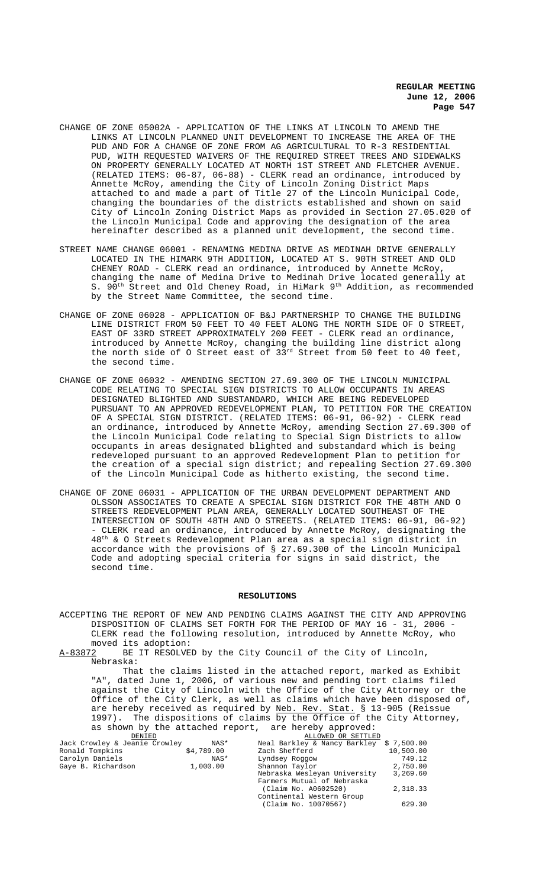CHANGE OF ZONE 05002A - APPLICATION OF THE LINKS AT LINCOLN TO AMEND THE LINKS AT LINCOLN PLANNED UNIT DEVELOPMENT TO INCREASE THE AREA OF THE PUD AND FOR A CHANGE OF ZONE FROM AG AGRICULTURAL TO R-3 RESIDENTIAL PUD, WITH REQUESTED WAIVERS OF THE REQUIRED STREET TREES AND SIDEWALKS ON PROPERTY GENERALLY LOCATED AT NORTH 1ST STREET AND FLETCHER AVENUE. (RELATED ITEMS: 06-87, 06-88) - CLERK read an ordinance, introduced by Annette McRoy, amending the City of Lincoln Zoning District Maps attached to and made a part of Title 27 of the Lincoln Municipal Code, changing the boundaries of the districts established and shown on said City of Lincoln Zoning District Maps as provided in Section 27.05.020 of the Lincoln Municipal Code and approving the designation of the area hereinafter described as a planned unit development, the second time.

STREET NAME CHANGE 06001 - RENAMING MEDINA DRIVE AS MEDINAH DRIVE GENERALLY LOCATED IN THE HIMARK 9TH ADDITION, LOCATED AT S. 90TH STREET AND OLD CHENEY ROAD - CLERK read an ordinance, introduced by Annette McRoy, changing the name of Medina Drive to Medinah Drive located generally at S. 90th Street and Old Cheney Road, in HiMark 9th Addition, as recommended by the Street Name Committee, the second time.

CHANGE OF ZONE 06028 - APPLICATION OF B&J PARTNERSHIP TO CHANGE THE BUILDING LINE DISTRICT FROM 50 FEET TO 40 FEET ALONG THE NORTH SIDE OF O STREET, EAST OF 33RD STREET APPROXIMATELY 200 FEET - CLERK read an ordinance, introduced by Annette McRoy, changing the building line district along the north side of O Street east of 33rd Street from 50 feet to 40 feet, the second time.

CHANGE OF ZONE 06032 - AMENDING SECTION 27.69.300 OF THE LINCOLN MUNICIPAL CODE RELATING TO SPECIAL SIGN DISTRICTS TO ALLOW OCCUPANTS IN AREAS DESIGNATED BLIGHTED AND SUBSTANDARD, WHICH ARE BEING REDEVELOPED PURSUANT TO AN APPROVED REDEVELOPMENT PLAN, TO PETITION FOR THE CREATION OF A SPECIAL SIGN DISTRICT. (RELATED ITEMS: 06-91, 06-92) - CLERK read an ordinance, introduced by Annette McRoy, amending Section 27.69.300 of the Lincoln Municipal Code relating to Special Sign Districts to allow occupants in areas designated blighted and substandard which is being redeveloped pursuant to an approved Redevelopment Plan to petition for the creation of a special sign district; and repealing Section 27.69.300 of the Lincoln Municipal Code as hitherto existing, the second time.

CHANGE OF ZONE 06031 - APPLICATION OF THE URBAN DEVELOPMENT DEPARTMENT AND OLSSON ASSOCIATES TO CREATE A SPECIAL SIGN DISTRICT FOR THE 48TH AND O STREETS REDEVELOPMENT PLAN AREA, GENERALLY LOCATED SOUTHEAST OF THE INTERSECTION OF SOUTH 48TH AND O STREETS. (RELATED ITEMS: 06-91, 06-92) - CLERK read an ordinance, introduced by Annette McRoy, designating the 48th & O Streets Redevelopment Plan area as a special sign district in accordance with the provisions of § 27.69.300 of the Lincoln Municipal Code and adopting special criteria for signs in said district, the second time.

## RESOLUTIONS

ACCEPTING THE REPORT OF NEW AND PENDING CLAIMS AGAINST THE CITY AND APPROVING DISPOSITION OF CLAIMS SET FORTH FOR THE PERIOD OF MAY 16 - 31, 2006 - CLERK read the following resolution, introduced by Annette McRoy, who moved its adoption:

A-83872 BE IT RESOLVED by the City Council of the City of Lincoln, Nebraska:

That the claims listed in the attached report, marked as Exhibit "A", dated June 1, 2006, of various new and pending tort claims filed against the City of Lincoln with the Office of the City Attorney or the Office of the City Clerk, as well as claims which have been disposed of, are hereby received as required by Neb. Rev. Stat. § 13-905 (Reissue 1997). The dispositions of claims by the Office of the City Attorney, as shown by the attached report, are hereby approved:

| DENIED | | ALLOWED OR SETTLED | |
|---|---|---|---|
| Jack Crowley & Jeanie Crowley | NAS* | Neal Barkley & Nancy Barkley | $ 7,500.00 |
| Ronald Tompkins | $4,789.00 | Zach Shefferd | 10,500.00 |
| Carolyn Daniels | NAS* | Lyndsey Roggow | 749.12 |
| Gaye B. Richardson | 1,000.00 | Shannon Taylor | 2,750.00 |
| | | Nebraska Wesleyan University | 3,269.60 |
| | | Farmers Mutual of Nebraska (Claim No. A0602520) | 2,318.33 |
| | | Continental Western Group (Claim No. 10070567) | 629.30 |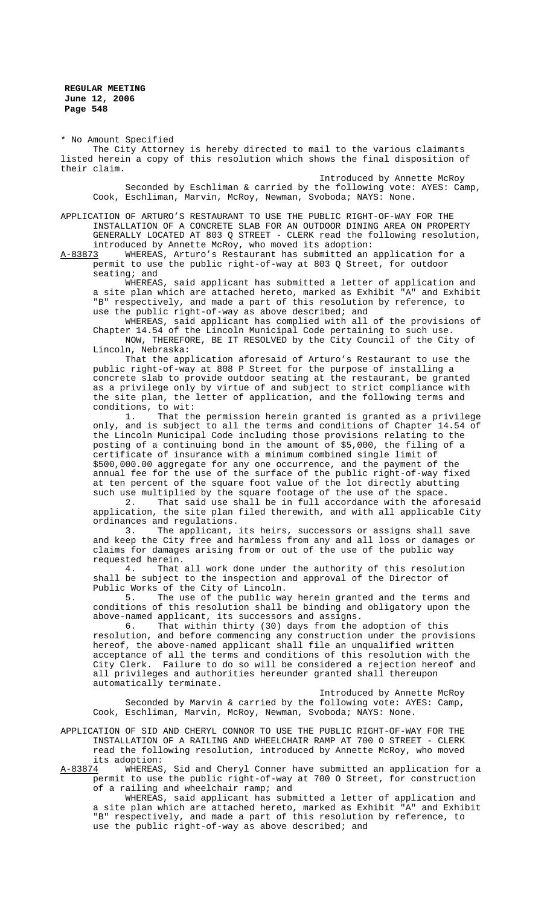\* No Amount Specified

The City Attorney is hereby directed to mail to the various claimants listed herein a copy of this resolution which shows the final disposition of their claim.

Introduced by Annette McRoy

Seconded by Eschliman & carried by the following vote: AYES: Camp, Cook, Eschliman, Marvin, McRoy, Newman, Svoboda; NAYS: None.

APPLICATION OF ARTURO'S RESTAURANT TO USE THE PUBLIC RIGHT-OF-WAY FOR THE INSTALLATION OF A CONCRETE SLAB FOR AN OUTDOOR DINING AREA ON PROPERTY GENERALLY LOCATED AT 803 Q STREET - CLERK read the following resolution, introduced by Annette McRoy, who moved its adoption:

A-83873 WHEREAS, Arturo's Restaurant has submitted an application for a permit to use the public right-of-way at 803 Q Street, for outdoor seating; and

WHEREAS, said applicant has submitted a letter of application and a site plan which are attached hereto, marked as Exhibit "A" and Exhibit "B" respectively, and made a part of this resolution by reference, to use the public right-of-way as above described; and

WHEREAS, said applicant has complied with all of the provisions of Chapter 14.54 of the Lincoln Municipal Code pertaining to such use.

NOW, THEREFORE, BE IT RESOLVED by the City Council of the City of Lincoln, Nebraska:

That the application aforesaid of Arturo's Restaurant to use the public right-of-way at 808 P Street for the purpose of installing a concrete slab to provide outdoor seating at the restaurant, be granted as a privilege only by virtue of and subject to strict compliance with the site plan, the letter of application, and the following terms and conditions, to wit:

1. That the permission herein granted is granted as a privilege only, and is subject to all the terms and conditions of Chapter 14.54 of the Lincoln Municipal Code including those provisions relating to the posting of a continuing bond in the amount of $5,000, the filing of a certificate of insurance with a minimum combined single limit of $500,000.00 aggregate for any one occurrence, and the payment of the annual fee for the use of the surface of the public right-of-way fixed at ten percent of the square foot value of the lot directly abutting such use multiplied by the square footage of the use of the space.

2. That said use shall be in full accordance with the aforesaid application, the site plan filed therewith, and with all applicable City ordinances and regulations.

3. The applicant, its heirs, successors or assigns shall save and keep the City free and harmless from any and all loss or damages or claims for damages arising from or out of the use of the public way requested herein.

4. That all work done under the authority of this resolution shall be subject to the inspection and approval of the Director of Public Works of the City of Lincoln.

5. The use of the public way herein granted and the terms and conditions of this resolution shall be binding and obligatory upon the above-named applicant, its successors and assigns.

6. That within thirty (30) days from the adoption of this resolution, and before commencing any construction under the provisions hereof, the above-named applicant shall file an unqualified written acceptance of all the terms and conditions of this resolution with the City Clerk. Failure to do so will be considered a rejection hereof and all privileges and authorities hereunder granted shall thereupon automatically terminate.

Introduced by Annette McRoy

Seconded by Marvin & carried by the following vote: AYES: Camp, Cook, Eschliman, Marvin, McRoy, Newman, Svoboda; NAYS: None.

APPLICATION OF SID AND CHERYL CONNOR TO USE THE PUBLIC RIGHT-OF-WAY FOR THE INSTALLATION OF A RAILING AND WHEELCHAIR RAMP AT 700 O STREET - CLERK read the following resolution, introduced by Annette McRoy, who moved its adoption:

A-83874 WHEREAS, Sid and Cheryl Conner have submitted an application for a permit to use the public right-of-way at 700 O Street, for construction of a railing and wheelchair ramp; and

WHEREAS, said applicant has submitted a letter of application and a site plan which are attached hereto, marked as Exhibit "A" and Exhibit "B" respectively, and made a part of this resolution by reference, to use the public right-of-way as above described; and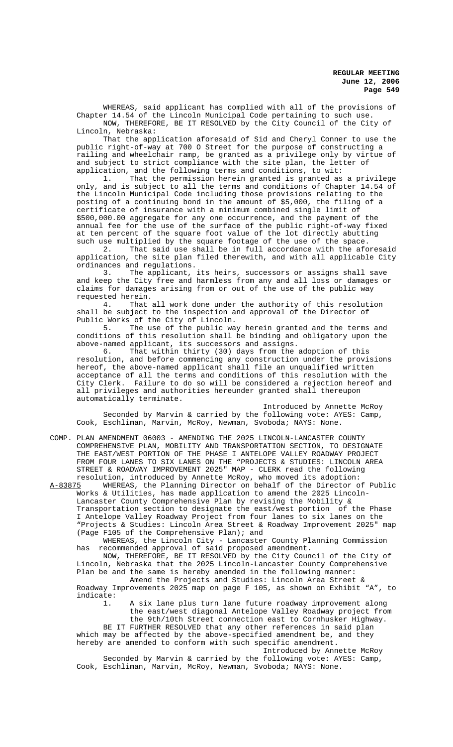WHEREAS, said applicant has complied with all of the provisions of Chapter 14.54 of the Lincoln Municipal Code pertaining to such use.

NOW, THEREFORE, BE IT RESOLVED by the City Council of the City of Lincoln, Nebraska:

That the application aforesaid of Sid and Cheryl Conner to use the public right-of-way at 700 O Street for the purpose of constructing a railing and wheelchair ramp, be granted as a privilege only by virtue of and subject to strict compliance with the site plan, the letter of application, and the following terms and conditions, to wit:

1. That the permission herein granted is granted as a privilege only, and is subject to all the terms and conditions of Chapter 14.54 of the Lincoln Municipal Code including those provisions relating to the posting of a continuing bond in the amount of $5,000, the filing of a certificate of insurance with a minimum combined single limit of $500,000.00 aggregate for any one occurrence, and the payment of the annual fee for the use of the surface of the public right-of-way fixed at ten percent of the square foot value of the lot directly abutting such use multiplied by the square footage of the use of the space.

2. That said use shall be in full accordance with the aforesaid application, the site plan filed therewith, and with all applicable City ordinances and regulations.

3. The applicant, its heirs, successors or assigns shall save and keep the City free and harmless from any and all loss or damages or claims for damages arising from or out of the use of the public way requested herein.

4. That all work done under the authority of this resolution shall be subject to the inspection and approval of the Director of Public Works of the City of Lincoln.

5. The use of the public way herein granted and the terms and conditions of this resolution shall be binding and obligatory upon the above-named applicant, its successors and assigns.

6. That within thirty (30) days from the adoption of this resolution, and before commencing any construction under the provisions hereof, the above-named applicant shall file an unqualified written acceptance of all the terms and conditions of this resolution with the City Clerk. Failure to do so will be considered a rejection hereof and all privileges and authorities hereunder granted shall thereupon automatically terminate.

Introduced by Annette McRoy

Seconded by Marvin & carried by the following vote: AYES: Camp, Cook, Eschliman, Marvin, McRoy, Newman, Svoboda; NAYS: None.

COMP. PLAN AMENDMENT 06003 - AMENDING THE 2025 LINCOLN-LANCASTER COUNTY COMPREHENSIVE PLAN, MOBILITY AND TRANSPORTATION SECTION, TO DESIGNATE THE EAST/WEST PORTION OF THE PHASE I ANTELOPE VALLEY ROADWAY PROJECT FROM FOUR LANES TO SIX LANES ON THE "PROJECTS & STUDIES: LINCOLN AREA STREET & ROADWAY IMPROVEMENT 2025" MAP - CLERK read the following resolution, introduced by Annette McRoy, who moved its adoption:

A-83875 WHEREAS, the Planning Director on behalf of the Director of Public Works & Utilities, has made application to amend the 2025 Lincoln-Lancaster County Comprehensive Plan by revising the Mobility & Transportation section to designate the east/west portion of the Phase I Antelope Valley Roadway Project from four lanes to six lanes on the "Projects & Studies: Lincoln Area Street & Roadway Improvement 2025" map (Page F105 of the Comprehensive Plan); and

WHEREAS, the Lincoln City - Lancaster County Planning Commission has recommended approval of said proposed amendment.

NOW, THEREFORE, BE IT RESOLVED by the City Council of the City of Lincoln, Nebraska that the 2025 Lincoln-Lancaster County Comprehensive Plan be and the same is hereby amended in the following manner:

Amend the Projects and Studies: Lincoln Area Street & Roadway Improvements 2025 map on page F 105, as shown on Exhibit "A", to indicate:

1. A six lane plus turn lane future roadway improvement along the east/west diagonal Antelope Valley Roadway project from the 9th/10th Street connection east to Cornhusker Highway.

BE IT FURTHER RESOLVED that any other references in said plan which may be affected by the above-specified amendment be, and they hereby are amended to conform with such specific amendment.

Introduced by Annette McRoy

Seconded by Marvin & carried by the following vote: AYES: Camp, Cook, Eschliman, Marvin, McRoy, Newman, Svoboda; NAYS: None.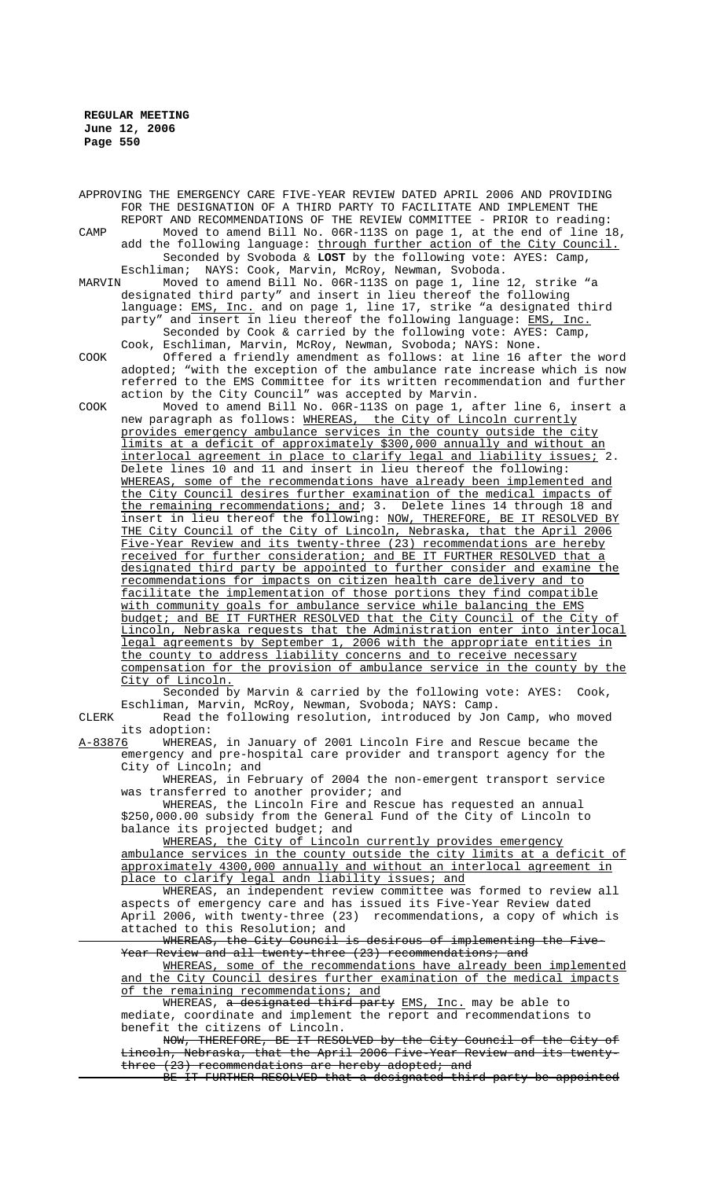APPROVING THE EMERGENCY CARE FIVE-YEAR REVIEW DATED APRIL 2006 AND PROVIDING FOR THE DESIGNATION OF A THIRD PARTY TO FACILITATE AND IMPLEMENT THE REPORT AND RECOMMENDATIONS OF THE REVIEW COMMITTEE - PRIOR to reading:

CAMP Moved to amend Bill No. 06R-113S on page 1, at the end of line 18, add the following language: through further action of the City Council. Seconded by Svoboda & **LOST** by the following vote: AYES: Camp, Eschliman; NAYS: Cook, Marvin, McRoy, Newman, Svoboda.

MARVIN Moved to amend Bill No. 06R-113S on page 1, line 12, strike "a designated third party" and insert in lieu thereof the following language: EMS, Inc. and on page 1, line 17, strike "a designated third party" and insert in lieu thereof the following language: EMS, Inc. Seconded by Cook & carried by the following vote: AYES: Camp, Cook, Eschliman, Marvin, McRoy, Newman, Svoboda; NAYS: None.

COOK Offered a friendly amendment as follows: at line 16 after the word adopted; "with the exception of the ambulance rate increase which is now referred to the EMS Committee for its written recommendation and further action by the City Council" was accepted by Marvin.

COOK Moved to amend Bill No. 06R-113S on page 1, after line 6, insert a new paragraph as follows: WHEREAS, the City of Lincoln currently provides emergency ambulance services in the county outside the city limits at a deficit of approximately $300,000 annually and without an interlocal agreement in place to clarify legal and liability issues; 2. Delete lines 10 and 11 and insert in lieu thereof the following: WHEREAS, some of the recommendations have already been implemented and the City Council desires further examination of the medical impacts of the remaining recommendations; and; 3. Delete lines 14 through 18 and insert in lieu thereof the following: NOW, THEREFORE, BE IT RESOLVED BY THE City Council of the City of Lincoln, Nebraska, that the April 2006 Five-Year Review and its twenty-three (23) recommendations are hereby received for further consideration; and BE IT FURTHER RESOLVED that a designated third party be appointed to further consider and examine the recommendations for impacts on citizen health care delivery and to facilitate the implementation of those portions they find compatible with community goals for ambulance service while balancing the EMS budget; and BE IT FURTHER RESOLVED that the City Council of the City of Lincoln, Nebraska requests that the Administration enter into interlocal legal agreements by September 1, 2006 with the appropriate entities in the county to address liability concerns and to receive necessary compensation for the provision of ambulance service in the county by the City of Lincoln.
Seconded by Marvin & carried by the following vote: AYES: Cook, Eschliman, Marvin, McRoy, Newman, Svoboda; NAYS: Camp.

CLERK Read the following resolution, introduced by Jon Camp, who moved its adoption:

A-83876 WHEREAS, in January of 2001 Lincoln Fire and Rescue became the emergency and pre-hospital care provider and transport agency for the City of Lincoln; and

WHEREAS, in February of 2004 the non-emergent transport service was transferred to another provider; and

WHEREAS, the Lincoln Fire and Rescue has requested an annual $250,000.00 subsidy from the General Fund of the City of Lincoln to balance its projected budget; and

WHEREAS, the City of Lincoln currently provides emergency ambulance services in the county outside the city limits at a deficit of approximately 4300,000 annually and without an interlocal agreement in place to clarify legal andn liability issues; and

WHEREAS, an independent review committee was formed to review all aspects of emergency care and has issued its Five-Year Review dated April 2006, with twenty-three (23) recommendations, a copy of which is attached to this Resolution; and

~~WHEREAS, the City Council is desirous of implementing the Five-Year Review and all twenty-three (23) recommendations; and~~

WHEREAS, some of the recommendations have already been implemented and the City Council desires further examination of the medical impacts of the remaining recommendations; and

WHEREAS, ~~a designated third party~~ EMS, Inc. may be able to mediate, coordinate and implement the report and recommendations to benefit the citizens of Lincoln.

~~NOW, THEREFORE, BE IT RESOLVED by the City Council of the City of Lincoln, Nebraska, that the April 2006 Five-Year Review and its twenty-three (23) recommendations are hereby adopted; and~~

~~BE IT FURTHER RESOLVED that a designated third party be appointed~~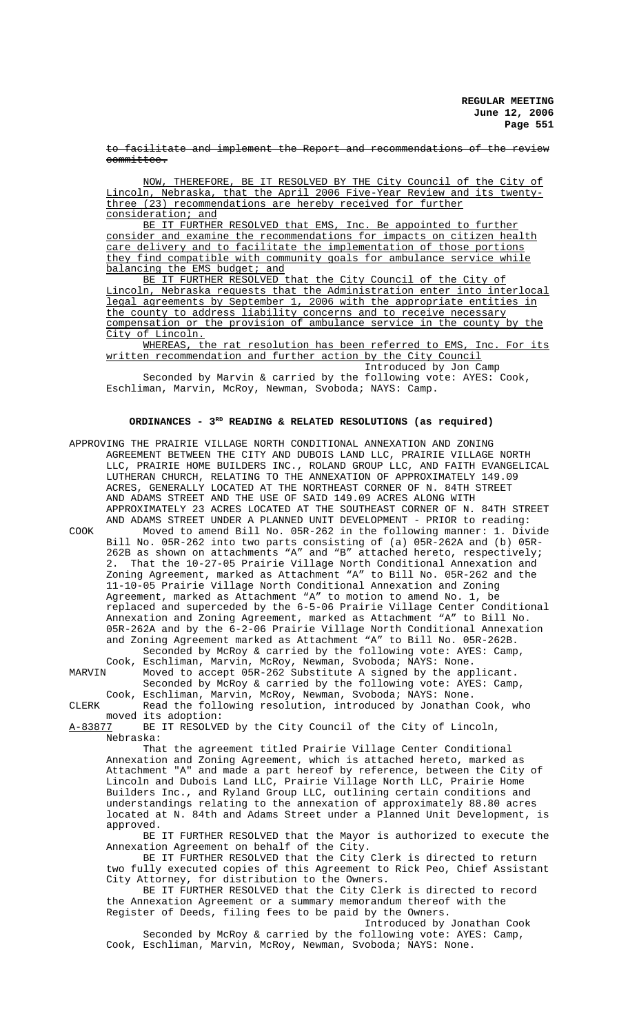~~to facilitate and implement the Report and recommendations of the review committee.~~

<u>NOW, THEREFORE, BE IT RESOLVED BY THE City Council of the City of Lincoln, Nebraska, that the April 2006 Five-Year Review and its twenty-three (23) recommendations are hereby received for further consideration; and</u>

<u>BE IT FURTHER RESOLVED that EMS, Inc. Be appointed to further consider and examine the recommendations for impacts on citizen health care delivery and to facilitate the implementation of those portions they find compatible with community goals for ambulance service while balancing the EMS budget; and</u>

<u>BE IT FURTHER RESOLVED that the City Council of the City of Lincoln, Nebraska requests that the Administration enter into interlocal legal agreements by September 1, 2006 with the appropriate entities in the county to address liability concerns and to receive necessary compensation or the provision of ambulance service in the county by the City of Lincoln.</u>

<u>WHEREAS, the rat resolution has been referred to EMS, Inc. For its written recommendation and further action by the City Council</u>

Introduced by Jon Camp

Seconded by Marvin & carried by the following vote: AYES: Cook, Eschliman, Marvin, McRoy, Newman, Svoboda; NAYS: Camp.

## ORDINANCES - 3RD READING & RELATED RESOLUTIONS (as required)

APPROVING THE PRAIRIE VILLAGE NORTH CONDITIONAL ANNEXATION AND ZONING AGREEMENT BETWEEN THE CITY AND DUBOIS LAND LLC, PRAIRIE VILLAGE NORTH LLC, PRAIRIE HOME BUILDERS INC., ROLAND GROUP LLC, AND FAITH EVANGELICAL LUTHERAN CHURCH, RELATING TO THE ANNEXATION OF APPROXIMATELY 149.09 ACRES, GENERALLY LOCATED AT THE NORTHEAST CORNER OF N. 84TH STREET AND ADAMS STREET AND THE USE OF SAID 149.09 ACRES ALONG WITH APPROXIMATELY 23 ACRES LOCATED AT THE SOUTHEAST CORNER OF N. 84TH STREET AND ADAMS STREET UNDER A PLANNED UNIT DEVELOPMENT - PRIOR to reading:

COOK Moved to amend Bill No. 05R-262 in the following manner: 1. Divide Bill No. 05R-262 into two parts consisting of (a) 05R-262A and (b) 05R-262B as shown on attachments "A" and "B" attached hereto, respectively; 2. That the 10-27-05 Prairie Village North Conditional Annexation and Zoning Agreement, marked as Attachment "A" to Bill No. 05R-262 and the 11-10-05 Prairie Village North Conditional Annexation and Zoning Agreement, marked as Attachment "A" to motion to amend No. 1, be replaced and superceded by the 6-5-06 Prairie Village Center Conditional Annexation and Zoning Agreement, marked as Attachment "A" to Bill No. 05R-262A and by the 6-2-06 Prairie Village North Conditional Annexation and Zoning Agreement marked as Attachment "A" to Bill No. 05R-262B.

Seconded by McRoy & carried by the following vote: AYES: Camp, Cook, Eschliman, Marvin, McRoy, Newman, Svoboda; NAYS: None.

MARVIN Moved to accept 05R-262 Substitute A signed by the applicant.

Seconded by McRoy & carried by the following vote: AYES: Camp, Cook, Eschliman, Marvin, McRoy, Newman, Svoboda; NAYS: None.

CLERK Read the following resolution, introduced by Jonathan Cook, who moved its adoption:

<u>A-83877</u> BE IT RESOLVED by the City Council of the City of Lincoln, Nebraska:

That the agreement titled Prairie Village Center Conditional Annexation and Zoning Agreement, which is attached hereto, marked as Attachment "A" and made a part hereof by reference, between the City of Lincoln and Dubois Land LLC, Prairie Village North LLC, Prairie Home Builders Inc., and Ryland Group LLC, outlining certain conditions and understandings relating to the annexation of approximately 88.80 acres located at N. 84th and Adams Street under a Planned Unit Development, is approved.

BE IT FURTHER RESOLVED that the Mayor is authorized to execute the Annexation Agreement on behalf of the City.

BE IT FURTHER RESOLVED that the City Clerk is directed to return two fully executed copies of this Agreement to Rick Peo, Chief Assistant City Attorney, for distribution to the Owners.

BE IT FURTHER RESOLVED that the City Clerk is directed to record the Annexation Agreement or a summary memorandum thereof with the Register of Deeds, filing fees to be paid by the Owners.

Introduced by Jonathan Cook

Seconded by McRoy & carried by the following vote: AYES: Camp, Cook, Eschliman, Marvin, McRoy, Newman, Svoboda; NAYS: None.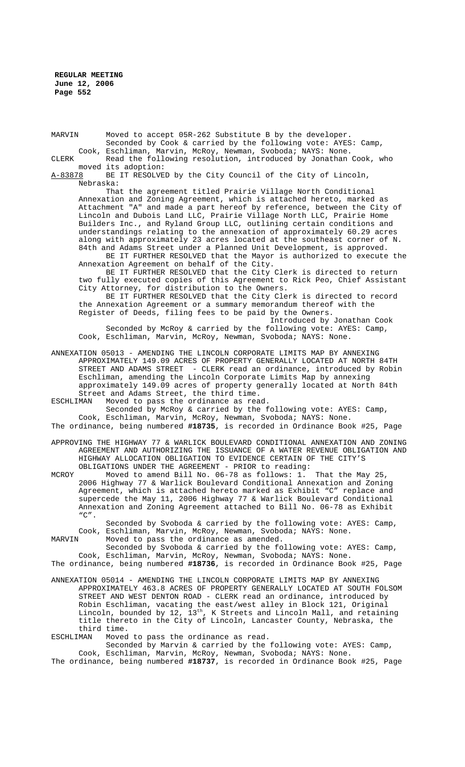MARVIN Moved to accept 05R-262 Substitute B by the developer.
Seconded by Cook & carried by the following vote: AYES: Camp, Cook, Eschliman, Marvin, McRoy, Newman, Svoboda; NAYS: None.

CLERK Read the following resolution, introduced by Jonathan Cook, who moved its adoption:

A-83878 BE IT RESOLVED by the City Council of the City of Lincoln, Nebraska:

That the agreement titled Prairie Village North Conditional Annexation and Zoning Agreement, which is attached hereto, marked as Attachment "A" and made a part hereof by reference, between the City of Lincoln and Dubois Land LLC, Prairie Village North LLC, Prairie Home Builders Inc., and Ryland Group LLC, outlining certain conditions and understandings relating to the annexation of approximately 60.29 acres along with approximately 23 acres located at the southeast corner of N. 84th and Adams Street under a Planned Unit Development, is approved.

BE IT FURTHER RESOLVED that the Mayor is authorized to execute the Annexation Agreement on behalf of the City.

BE IT FURTHER RESOLVED that the City Clerk is directed to return two fully executed copies of this Agreement to Rick Peo, Chief Assistant City Attorney, for distribution to the Owners.

BE IT FURTHER RESOLVED that the City Clerk is directed to record the Annexation Agreement or a summary memorandum thereof with the Register of Deeds, filing fees to be paid by the Owners.

Introduced by Jonathan Cook

Seconded by McRoy & carried by the following vote: AYES: Camp, Cook, Eschliman, Marvin, McRoy, Newman, Svoboda; NAYS: None.

ANNEXATION 05013 - AMENDING THE LINCOLN CORPORATE LIMITS MAP BY ANNEXING APPROXIMATELY 149.09 ACRES OF PROPERTY GENERALLY LOCATED AT NORTH 84TH STREET AND ADAMS STREET - CLERK read an ordinance, introduced by Robin Eschliman, amending the Lincoln Corporate Limits Map by annexing approximately 149.09 acres of property generally located at North 84th Street and Adams Street, the third time.

ESCHLIMAN Moved to pass the ordinance as read.
Seconded by McRoy & carried by the following vote: AYES: Camp, Cook, Eschliman, Marvin, McRoy, Newman, Svoboda; NAYS: None.

The ordinance, being numbered **#18735**, is recorded in Ordinance Book #25, Page

APPROVING THE HIGHWAY 77 & WARLICK BOULEVARD CONDITIONAL ANNEXATION AND ZONING AGREEMENT AND AUTHORIZING THE ISSUANCE OF A WATER REVENUE OBLIGATION AND HIGHWAY ALLOCATION OBLIGATION TO EVIDENCE CERTAIN OF THE CITY'S OBLIGATIONS UNDER THE AGREEMENT - PRIOR to reading:

MCROY Moved to amend Bill No. 06-78 as follows: 1. That the May 25, 2006 Highway 77 & Warlick Boulevard Conditional Annexation and Zoning Agreement, which is attached hereto marked as Exhibit "C" replace and supercede the May 11, 2006 Highway 77 & Warlick Boulevard Conditional Annexation and Zoning Agreement attached to Bill No. 06-78 as Exhibit "C".
Seconded by Svoboda & carried by the following vote: AYES: Camp, Cook, Eschliman, Marvin, McRoy, Newman, Svoboda; NAYS: None.

MARVIN Moved to pass the ordinance as amended.
Seconded by Svoboda & carried by the following vote: AYES: Camp, Cook, Eschliman, Marvin, McRoy, Newman, Svoboda; NAYS: None.

The ordinance, being numbered **#18736**, is recorded in Ordinance Book #25, Page

ANNEXATION 05014 - AMENDING THE LINCOLN CORPORATE LIMITS MAP BY ANNEXING APPROXIMATELY 463.8 ACRES OF PROPERTY GENERALLY LOCATED AT SOUTH FOLSOM STREET AND WEST DENTON ROAD - CLERK read an ordinance, introduced by Robin Eschliman, vacating the east/west alley in Block 121, Original Lincoln, bounded by 12, 13th, K Streets and Lincoln Mall, and retaining title thereto in the City of Lincoln, Lancaster County, Nebraska, the third time.

ESCHLIMAN Moved to pass the ordinance as read.
Seconded by Marvin & carried by the following vote: AYES: Camp, Cook, Eschliman, Marvin, McRoy, Newman, Svoboda; NAYS: None.

The ordinance, being numbered **#18737**, is recorded in Ordinance Book #25, Page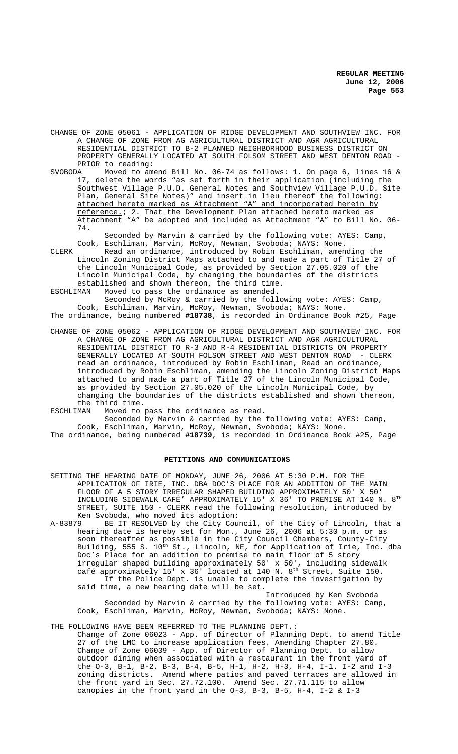CHANGE OF ZONE 05061 - APPLICATION OF RIDGE DEVELOPMENT AND SOUTHVIEW INC. FOR A CHANGE OF ZONE FROM AG AGRICULTURAL DISTRICT AND AGR AGRICULTURAL RESIDENTIAL DISTRICT TO B-2 PLANNED NEIGHBORHOOD BUSINESS DISTRICT ON PROPERTY GENERALLY LOCATED AT SOUTH FOLSOM STREET AND WEST DENTON ROAD - PRIOR to reading:

SVOBODA Moved to amend Bill No. 06-74 as follows: 1. On page 6, lines 16 & 17, delete the words "as set forth in their application (including the Southwest Village P.U.D. General Notes and Southview Village P.U.D. Site Plan, General Site Notes)" and insert in lieu thereof the following: <u>attached hereto marked as Attachment "A" and incorporated herein by reference.</u>; 2. That the Development Plan attached hereto marked as Attachment "A" be adopted and included as Attachment "A" to Bill No. 06-74.

Seconded by Marvin & carried by the following vote: AYES: Camp, Cook, Eschliman, Marvin, McRoy, Newman, Svoboda; NAYS: None.

CLERK Read an ordinance, introduced by Robin Eschliman, amending the Lincoln Zoning District Maps attached to and made a part of Title 27 of the Lincoln Municipal Code, as provided by Section 27.05.020 of the Lincoln Municipal Code, by changing the boundaries of the districts established and shown thereon, the third time.

ESCHLIMAN Moved to pass the ordinance as amended.

Seconded by McRoy & carried by the following vote: AYES: Camp, Cook, Eschliman, Marvin, McRoy, Newman, Svoboda; NAYS: None.

The ordinance, being numbered **#18738**, is recorded in Ordinance Book #25, Page

CHANGE OF ZONE 05062 - APPLICATION OF RIDGE DEVELOPMENT AND SOUTHVIEW INC. FOR A CHANGE OF ZONE FROM AG AGRICULTURAL DISTRICT AND AGR AGRICULTURAL RESIDENTIAL DISTRICT TO R-3 AND R-4 RESIDENTIAL DISTRICTS ON PROPERTY GENERALLY LOCATED AT SOUTH FOLSOM STREET AND WEST DENTON ROAD - CLERK read an ordinance, introduced by Robin Eschliman, Read an ordinance, introduced by Robin Eschliman, amending the Lincoln Zoning District Maps attached to and made a part of Title 27 of the Lincoln Municipal Code, as provided by Section 27.05.020 of the Lincoln Municipal Code, by changing the boundaries of the districts established and shown thereon, the third time.

ESCHLIMAN Moved to pass the ordinance as read.

Seconded by Marvin & carried by the following vote: AYES: Camp, Cook, Eschliman, Marvin, McRoy, Newman, Svoboda; NAYS: None.

The ordinance, being numbered **#18739**, is recorded in Ordinance Book #25, Page

## PETITIONS AND COMMUNICATIONS

SETTING THE HEARING DATE OF MONDAY, JUNE 26, 2006 AT 5:30 P.M. FOR THE APPLICATION OF IRIE, INC. DBA DOC'S PLACE FOR AN ADDITION OF THE MAIN FLOOR OF A 5 STORY IRREGULAR SHAPED BUILDING APPROXIMATELY 50' X 50' INCLUDING SIDEWALK CAFÉ' APPROXIMATELY 15' X 36' TO PREMISE AT 140 N. 8TH STREET, SUITE 150 - CLERK read the following resolution, introduced by Ken Svoboda, who moved its adoption:

<u>A-83879</u> BE IT RESOLVED by the City Council, of the City of Lincoln, that a hearing date is hereby set for Mon., June 26, 2006 at 5:30 p.m. or as soon thereafter as possible in the City Council Chambers, County-City Building, 555 S. 10th St., Lincoln, NE, for Application of Irie, Inc. dba Doc's Place for an addition to premise to main floor of 5 story irregular shaped building approximately 50' x 50', including sidewalk café approximately 15' x 36' located at 140 N. 8th Street, Suite 150.

If the Police Dept. is unable to complete the investigation by said time, a new hearing date will be set.

Introduced by Ken Svoboda

Seconded by Marvin & carried by the following vote: AYES: Camp, Cook, Eschliman, Marvin, McRoy, Newman, Svoboda; NAYS: None.

THE FOLLOWING HAVE BEEN REFERRED TO THE PLANNING DEPT.:

<u>Change of Zone 06023</u> - App. of Director of Planning Dept. to amend Title 27 of the LMC to increase application fees. Amending Chapter 27.80.

<u>Change of Zone 06039</u> - App. of Director of Planning Dept. to allow outdoor dining when associated with a restaurant in the front yard of the O-3, B-1, B-2, B-3, B-4, B-5, H-1, H-2, H-3, H-4, I-1. I-2 and I-3 zoning districts. Amend where patios and paved terraces are allowed in the front yard in Sec. 27.72.100. Amend Sec. 27.71.115 to allow canopies in the front yard in the O-3, B-3, B-5, H-4, I-2 & I-3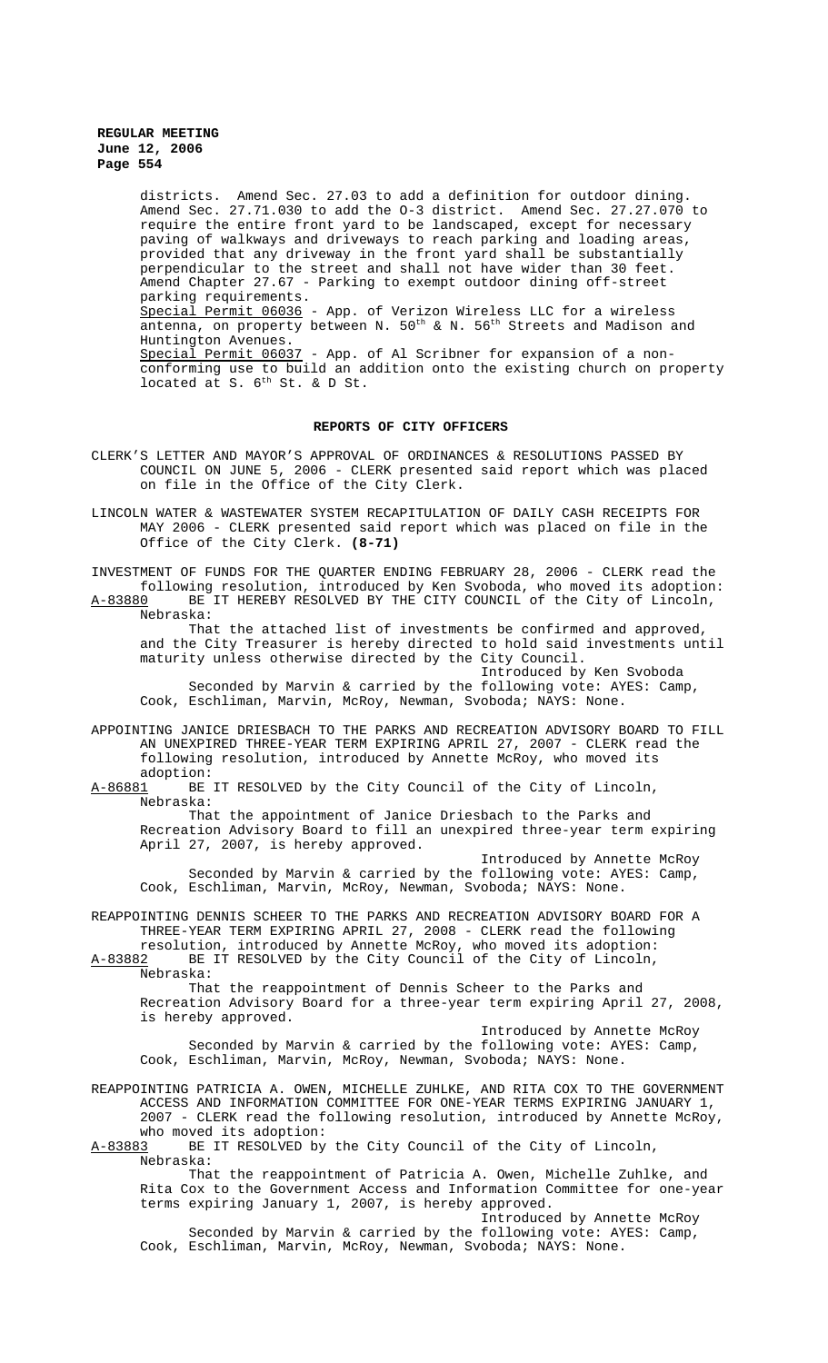districts. Amend Sec. 27.03 to add a definition for outdoor dining. Amend Sec. 27.71.030 to add the O-3 district. Amend Sec. 27.27.070 to require the entire front yard to be landscaped, except for necessary paving of walkways and driveways to reach parking and loading areas, provided that any driveway in the front yard shall be substantially perpendicular to the street and shall not have wider than 30 feet. Amend Chapter 27.67 - Parking to exempt outdoor dining off-street parking requirements.

Special Permit 06036 - App. of Verizon Wireless LLC for a wireless antenna, on property between N. 50th & N. 56th Streets and Madison and Huntington Avenues.

Special Permit 06037 - App. of Al Scribner for expansion of a non-conforming use to build an addition onto the existing church on property located at S. 6th St. & D St.

## REPORTS OF CITY OFFICERS

CLERK'S LETTER AND MAYOR'S APPROVAL OF ORDINANCES & RESOLUTIONS PASSED BY COUNCIL ON JUNE 5, 2006 - CLERK presented said report which was placed on file in the Office of the City Clerk.

LINCOLN WATER & WASTEWATER SYSTEM RECAPITULATION OF DAILY CASH RECEIPTS FOR MAY 2006 - CLERK presented said report which was placed on file in the Office of the City Clerk. **(8-71)**

INVESTMENT OF FUNDS FOR THE QUARTER ENDING FEBRUARY 28, 2006 - CLERK read the following resolution, introduced by Ken Svoboda, who moved its adoption:

A-83880 BE IT HEREBY RESOLVED BY THE CITY COUNCIL of the City of Lincoln, Nebraska:

That the attached list of investments be confirmed and approved, and the City Treasurer is hereby directed to hold said investments until maturity unless otherwise directed by the City Council.

Introduced by Ken Svoboda

Seconded by Marvin & carried by the following vote: AYES: Camp, Cook, Eschliman, Marvin, McRoy, Newman, Svoboda; NAYS: None.

APPOINTING JANICE DRIESBACH TO THE PARKS AND RECREATION ADVISORY BOARD TO FILL AN UNEXPIRED THREE-YEAR TERM EXPIRING APRIL 27, 2007 - CLERK read the following resolution, introduced by Annette McRoy, who moved its adoption:

A-86881 BE IT RESOLVED by the City Council of the City of Lincoln, Nebraska:

That the appointment of Janice Driesbach to the Parks and Recreation Advisory Board to fill an unexpired three-year term expiring April 27, 2007, is hereby approved.

Introduced by Annette McRoy

Seconded by Marvin & carried by the following vote: AYES: Camp, Cook, Eschliman, Marvin, McRoy, Newman, Svoboda; NAYS: None.

REAPPOINTING DENNIS SCHEER TO THE PARKS AND RECREATION ADVISORY BOARD FOR A THREE-YEAR TERM EXPIRING APRIL 27, 2008 - CLERK read the following resolution, introduced by Annette McRoy, who moved its adoption:

A-83882 BE IT RESOLVED by the City Council of the City of Lincoln, Nebraska:

That the reappointment of Dennis Scheer to the Parks and Recreation Advisory Board for a three-year term expiring April 27, 2008, is hereby approved.

Introduced by Annette McRoy

Seconded by Marvin & carried by the following vote: AYES: Camp, Cook, Eschliman, Marvin, McRoy, Newman, Svoboda; NAYS: None.

REAPPOINTING PATRICIA A. OWEN, MICHELLE ZUHLKE, AND RITA COX TO THE GOVERNMENT ACCESS AND INFORMATION COMMITTEE FOR ONE-YEAR TERMS EXPIRING JANUARY 1, 2007 - CLERK read the following resolution, introduced by Annette McRoy, who moved its adoption:

A-83883 BE IT RESOLVED by the City Council of the City of Lincoln, Nebraska:

That the reappointment of Patricia A. Owen, Michelle Zuhlke, and Rita Cox to the Government Access and Information Committee for one-year terms expiring January 1, 2007, is hereby approved.

Introduced by Annette McRoy

Seconded by Marvin & carried by the following vote: AYES: Camp, Cook, Eschliman, Marvin, McRoy, Newman, Svoboda; NAYS: None.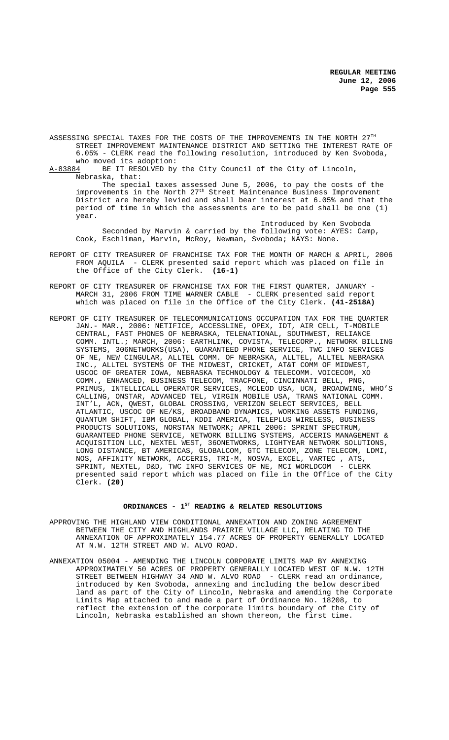ASSESSING SPECIAL TAXES FOR THE COSTS OF THE IMPROVEMENTS IN THE NORTH 27TH STREET IMPROVEMENT MAINTENANCE DISTRICT AND SETTING THE INTEREST RATE OF 6.05% - CLERK read the following resolution, introduced by Ken Svoboda, who moved its adoption:

A-83884 BE IT RESOLVED by the City Council of the City of Lincoln, Nebraska, that:

The special taxes assessed June 5, 2006, to pay the costs of the improvements in the North 27th Street Maintenance Business Improvement District are hereby levied and shall bear interest at 6.05% and that the period of time in which the assessments are to be paid shall be one (1) year.

Introduced by Ken Svoboda

Seconded by Marvin & carried by the following vote: AYES: Camp, Cook, Eschliman, Marvin, McRoy, Newman, Svoboda; NAYS: None.

REPORT OF CITY TREASURER OF FRANCHISE TAX FOR THE MONTH OF MARCH & APRIL, 2006 FROM AQUILA - CLERK presented said report which was placed on file in the Office of the City Clerk. **(16-1)**

REPORT OF CITY TREASURER OF FRANCHISE TAX FOR THE FIRST QUARTER, JANUARY - MARCH 31, 2006 FROM TIME WARNER CABLE - CLERK presented said report which was placed on file in the Office of the City Clerk. **(41-2518A)**

REPORT OF CITY TREASURER OF TELECOMMUNICATIONS OCCUPATION TAX FOR THE QUARTER JAN.- MAR., 2006: NETIFICE, ACCESSLINE, OPEX, IDT, AIR CELL, T-MOBILE CENTRAL, FAST PHONES OF NEBRASKA, TELENATIONAL, SOUTHWEST, RELIANCE COMM. INTL.; MARCH, 2006: EARTHLINK, COVISTA, TELECORP., NETWORK BILLING SYSTEMS, 306NETWORKS(USA), GUARANTEED PHONE SERVICE, TWC INFO SERVICES OF NE, NEW CINGULAR, ALLTEL COMM. OF NEBRASKA, ALLTEL, ALLTEL NEBRASKA INC., ALLTEL SYSTEMS OF THE MIDWEST, CRICKET, AT&T COMM OF MIDWEST, USCOC OF GREATER IOWA, NEBRASKA TECHNOLOGY & TELECOMM. VOICECOM, XO COMM., ENHANCED, BUSINESS TELECOM, TRACFONE, CINCINNATI BELL, PNG, PRIMUS, INTELLICALL OPERATOR SERVICES, MCLEOD USA, UCN, BROADWING, WHO'S CALLING, ONSTAR, ADVANCED TEL, VIRGIN MOBILE USA, TRANS NATIONAL COMM. INT'L, ACN, QWEST, GLOBAL CROSSING, VERIZON SELECT SERVICES, BELL ATLANTIC, USCOC OF NE/KS, BROADBAND DYNAMICS, WORKING ASSETS FUNDING, QUANTUM SHIFT, IBM GLOBAL, KDDI AMERICA, TELEPLUS WIRELESS, BUSINESS PRODUCTS SOLUTIONS, NORSTAN NETWORK; APRIL 2006: SPRINT SPECTRUM, GUARANTEED PHONE SERVICE, NETWORK BILLING SYSTEMS, ACCERIS MANAGEMENT & ACQUISITION LLC, NEXTEL WEST, 36ONETWORKS, LIGHTYEAR NETWORK SOLUTIONS, LONG DISTANCE, BT AMERICAS, GLOBALCOM, GTC TELECOM, ZONE TELECOM, LDMI, NOS, AFFINITY NETWORK, ACCERIS, TRI-M, NOSVA, EXCEL, VARTEC , ATS, SPRINT, NEXTEL, D&D, TWC INFO SERVICES OF NE, MCI WORLDCOM - CLERK presented said report which was placed on file in the Office of the City Clerk. **(20)**

## ORDINANCES - 1ST READING & RELATED RESOLUTIONS

APPROVING THE HIGHLAND VIEW CONDITIONAL ANNEXATION AND ZONING AGREEMENT BETWEEN THE CITY AND HIGHLANDS PRAIRIE VILLAGE LLC, RELATING TO THE ANNEXATION OF APPROXIMATELY 154.77 ACRES OF PROPERTY GENERALLY LOCATED AT N.W. 12TH STREET AND W. ALVO ROAD.

ANNEXATION 05004 - AMENDING THE LINCOLN CORPORATE LIMITS MAP BY ANNEXING APPROXIMATELY 50 ACRES OF PROPERTY GENERALLY LOCATED WEST OF N.W. 12TH STREET BETWEEN HIGHWAY 34 AND W. ALVO ROAD - CLERK read an ordinance, introduced by Ken Svoboda, annexing and including the below described land as part of the City of Lincoln, Nebraska and amending the Corporate Limits Map attached to and made a part of Ordinance No. 18208, to reflect the extension of the corporate limits boundary of the City of Lincoln, Nebraska established an shown thereon, the first time.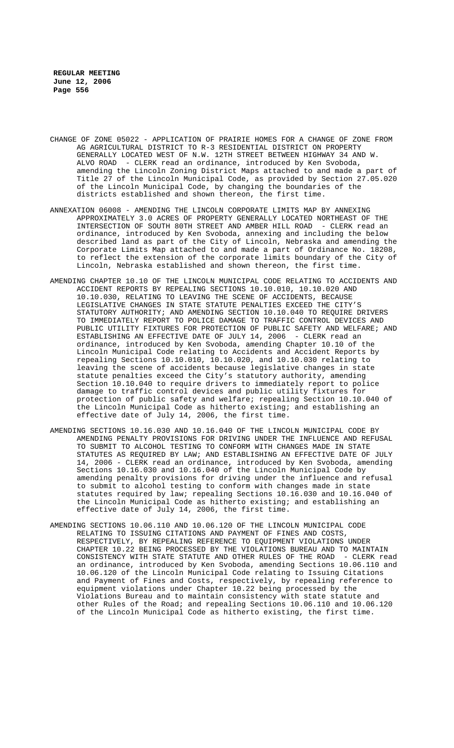CHANGE OF ZONE 05022 - APPLICATION OF PRAIRIE HOMES FOR A CHANGE OF ZONE FROM AG AGRICULTURAL DISTRICT TO R-3 RESIDENTIAL DISTRICT ON PROPERTY GENERALLY LOCATED WEST OF N.W. 12TH STREET BETWEEN HIGHWAY 34 AND W. ALVO ROAD - CLERK read an ordinance, introduced by Ken Svoboda, amending the Lincoln Zoning District Maps attached to and made a part of Title 27 of the Lincoln Municipal Code, as provided by Section 27.05.020 of the Lincoln Municipal Code, by changing the boundaries of the districts established and shown thereon, the first time.

ANNEXATION 06008 - AMENDING THE LINCOLN CORPORATE LIMITS MAP BY ANNEXING APPROXIMATELY 3.0 ACRES OF PROPERTY GENERALLY LOCATED NORTHEAST OF THE INTERSECTION OF SOUTH 80TH STREET AND AMBER HILL ROAD - CLERK read an ordinance, introduced by Ken Svoboda, annexing and including the below described land as part of the City of Lincoln, Nebraska and amending the Corporate Limits Map attached to and made a part of Ordinance No. 18208, to reflect the extension of the corporate limits boundary of the City of Lincoln, Nebraska established and shown thereon, the first time.

AMENDING CHAPTER 10.10 OF THE LINCOLN MUNICIPAL CODE RELATING TO ACCIDENTS AND ACCIDENT REPORTS BY REPEALING SECTIONS 10.10.010, 10.10.020 AND 10.10.030, RELATING TO LEAVING THE SCENE OF ACCIDENTS, BECAUSE LEGISLATIVE CHANGES IN STATE STATUTE PENALTIES EXCEED THE CITY'S STATUTORY AUTHORITY; AND AMENDING SECTION 10.10.040 TO REQUIRE DRIVERS TO IMMEDIATELY REPORT TO POLICE DAMAGE TO TRAFFIC CONTROL DEVICES AND PUBLIC UTILITY FIXTURES FOR PROTECTION OF PUBLIC SAFETY AND WELFARE; AND ESTABLISHING AN EFFECTIVE DATE OF JULY 14, 2006 - CLERK read an ordinance, introduced by Ken Svoboda, amending Chapter 10.10 of the Lincoln Municipal Code relating to Accidents and Accident Reports by repealing Sections 10.10.010, 10.10.020, and 10.10.030 relating to leaving the scene of accidents because legislative changes in state statute penalties exceed the City's statutory authority, amending Section 10.10.040 to require drivers to immediately report to police damage to traffic control devices and public utility fixtures for protection of public safety and welfare; repealing Section 10.10.040 of the Lincoln Municipal Code as hitherto existing; and establishing an effective date of July 14, 2006, the first time.

AMENDING SECTIONS 10.16.030 AND 10.16.040 OF THE LINCOLN MUNICIPAL CODE BY AMENDING PENALTY PROVISIONS FOR DRIVING UNDER THE INFLUENCE AND REFUSAL TO SUBMIT TO ALCOHOL TESTING TO CONFORM WITH CHANGES MADE IN STATE STATUTES AS REQUIRED BY LAW; AND ESTABLISHING AN EFFECTIVE DATE OF JULY 14, 2006 - CLERK read an ordinance, introduced by Ken Svoboda, amending Sections 10.16.030 and 10.16.040 of the Lincoln Municipal Code by amending penalty provisions for driving under the influence and refusal to submit to alcohol testing to conform with changes made in state statutes required by law; repealing Sections 10.16.030 and 10.16.040 of the Lincoln Municipal Code as hitherto existing; and establishing an effective date of July 14, 2006, the first time.

AMENDING SECTIONS 10.06.110 AND 10.06.120 OF THE LINCOLN MUNICIPAL CODE RELATING TO ISSUING CITATIONS AND PAYMENT OF FINES AND COSTS, RESPECTIVELY, BY REPEALING REFERENCE TO EQUIPMENT VIOLATIONS UNDER CHAPTER 10.22 BEING PROCESSED BY THE VIOLATIONS BUREAU AND TO MAINTAIN CONSISTENCY WITH STATE STATUTE AND OTHER RULES OF THE ROAD - CLERK read an ordinance, introduced by Ken Svoboda, amending Sections 10.06.110 and 10.06.120 of the Lincoln Municipal Code relating to Issuing Citations and Payment of Fines and Costs, respectively, by repealing reference to equipment violations under Chapter 10.22 being processed by the Violations Bureau and to maintain consistency with state statute and other Rules of the Road; and repealing Sections 10.06.110 and 10.06.120 of the Lincoln Municipal Code as hitherto existing, the first time.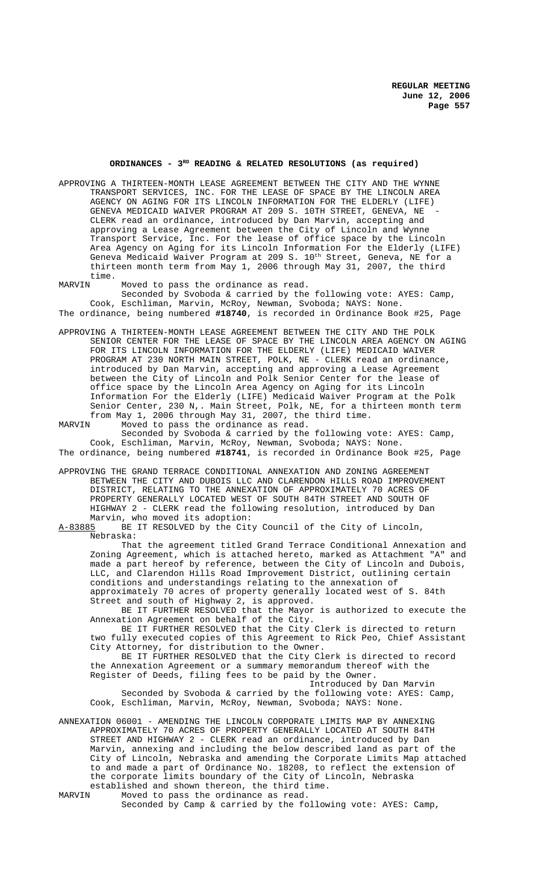## ORDINANCES - 3RD READING & RELATED RESOLUTIONS (as required)

APPROVING A THIRTEEN-MONTH LEASE AGREEMENT BETWEEN THE CITY AND THE WYNNE TRANSPORT SERVICES, INC. FOR THE LEASE OF SPACE BY THE LINCOLN AREA AGENCY ON AGING FOR ITS LINCOLN INFORMATION FOR THE ELDERLY (LIFE) GENEVA MEDICAID WAIVER PROGRAM AT 209 S. 10TH STREET, GENEVA, NE - CLERK read an ordinance, introduced by Dan Marvin, accepting and approving a Lease Agreement between the City of Lincoln and Wynne Transport Service, Inc. For the lease of office space by the Lincoln Area Agency on Aging for its Lincoln Information For the Elderly (LIFE) Geneva Medicaid Waiver Program at 209 S. 10th Street, Geneva, NE for a thirteen month term from May 1, 2006 through May 31, 2007, the third time.

MARVIN Moved to pass the ordinance as read.

Seconded by Svoboda & carried by the following vote: AYES: Camp, Cook, Eschliman, Marvin, McRoy, Newman, Svoboda; NAYS: None.

The ordinance, being numbered **#18740**, is recorded in Ordinance Book #25, Page

APPROVING A THIRTEEN-MONTH LEASE AGREEMENT BETWEEN THE CITY AND THE POLK SENIOR CENTER FOR THE LEASE OF SPACE BY THE LINCOLN AREA AGENCY ON AGING FOR ITS LINCOLN INFORMATION FOR THE ELDERLY (LIFE) MEDICAID WAIVER PROGRAM AT 230 NORTH MAIN STREET, POLK, NE - CLERK read an ordinance, introduced by Dan Marvin, accepting and approving a Lease Agreement between the City of Lincoln and Polk Senior Center for the lease of office space by the Lincoln Area Agency on Aging for its Lincoln Information For the Elderly (LIFE) Medicaid Waiver Program at the Polk Senior Center, 230 N,. Main Street, Polk, NE, for a thirteen month term from May 1, 2006 through May 31, 2007, the third time.

MARVIN Moved to pass the ordinance as read.

Seconded by Svoboda & carried by the following vote: AYES: Camp, Cook, Eschliman, Marvin, McRoy, Newman, Svoboda; NAYS: None.

The ordinance, being numbered **#18741**, is recorded in Ordinance Book #25, Page

APPROVING THE GRAND TERRACE CONDITIONAL ANNEXATION AND ZONING AGREEMENT BETWEEN THE CITY AND DUBOIS LLC AND CLARENDON HILLS ROAD IMPROVEMENT DISTRICT, RELATING TO THE ANNEXATION OF APPROXIMATELY 70 ACRES OF PROPERTY GENERALLY LOCATED WEST OF SOUTH 84TH STREET AND SOUTH OF HIGHWAY 2 - CLERK read the following resolution, introduced by Dan Marvin, who moved its adoption:

A-83885 BE IT RESOLVED by the City Council of the City of Lincoln, Nebraska:

That the agreement titled Grand Terrace Conditional Annexation and Zoning Agreement, which is attached hereto, marked as Attachment "A" and made a part hereof by reference, between the City of Lincoln and Dubois, LLC, and Clarendon Hills Road Improvement District, outlining certain conditions and understandings relating to the annexation of approximately 70 acres of property generally located west of S. 84th Street and south of Highway 2, is approved.

BE IT FURTHER RESOLVED that the Mayor is authorized to execute the Annexation Agreement on behalf of the City.

BE IT FURTHER RESOLVED that the City Clerk is directed to return two fully executed copies of this Agreement to Rick Peo, Chief Assistant City Attorney, for distribution to the Owner.

BE IT FURTHER RESOLVED that the City Clerk is directed to record the Annexation Agreement or a summary memorandum thereof with the Register of Deeds, filing fees to be paid by the Owner.

Introduced by Dan Marvin

Seconded by Svoboda & carried by the following vote: AYES: Camp, Cook, Eschliman, Marvin, McRoy, Newman, Svoboda; NAYS: None.

ANNEXATION 06001 - AMENDING THE LINCOLN CORPORATE LIMITS MAP BY ANNEXING APPROXIMATELY 70 ACRES OF PROPERTY GENERALLY LOCATED AT SOUTH 84TH STREET AND HIGHWAY 2 - CLERK read an ordinance, introduced by Dan Marvin, annexing and including the below described land as part of the City of Lincoln, Nebraska and amending the Corporate Limits Map attached to and made a part of Ordinance No. 18208, to reflect the extension of the corporate limits boundary of the City of Lincoln, Nebraska established and shown thereon, the third time.

MARVIN Moved to pass the ordinance as read.

Seconded by Camp & carried by the following vote: AYES: Camp,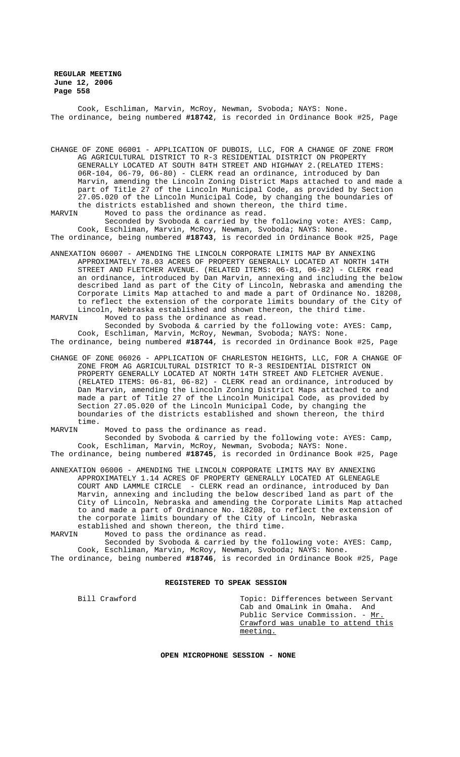Cook, Eschliman, Marvin, McRoy, Newman, Svoboda; NAYS: None.
The ordinance, being numbered **#18742**, is recorded in Ordinance Book #25, Page

CHANGE OF ZONE 06001 - APPLICATION OF DUBOIS, LLC, FOR A CHANGE OF ZONE FROM AG AGRICULTURAL DISTRICT TO R-3 RESIDENTIAL DISTRICT ON PROPERTY GENERALLY LOCATED AT SOUTH 84TH STREET AND HIGHWAY 2.(RELATED ITEMS: 06R-104, 06-79, 06-80) - CLERK read an ordinance, introduced by Dan Marvin, amending the Lincoln Zoning District Maps attached to and made a part of Title 27 of the Lincoln Municipal Code, as provided by Section 27.05.020 of the Lincoln Municipal Code, by changing the boundaries of the districts established and shown thereon, the third time.

MARVIN Moved to pass the ordinance as read.

Seconded by Svoboda & carried by the following vote: AYES: Camp, Cook, Eschliman, Marvin, McRoy, Newman, Svoboda; NAYS: None.
The ordinance, being numbered **#18743**, is recorded in Ordinance Book #25, Page

ANNEXATION 06007 - AMENDING THE LINCOLN CORPORATE LIMITS MAP BY ANNEXING APPROXIMATELY 78.03 ACRES OF PROPERTY GENERALLY LOCATED AT NORTH 14TH STREET AND FLETCHER AVENUE. (RELATED ITEMS: 06-81, 06-82) - CLERK read an ordinance, introduced by Dan Marvin, annexing and including the below described land as part of the City of Lincoln, Nebraska and amending the Corporate Limits Map attached to and made a part of Ordinance No. 18208, to reflect the extension of the corporate limits boundary of the City of Lincoln, Nebraska established and shown thereon, the third time.

MARVIN Moved to pass the ordinance as read.

Seconded by Svoboda & carried by the following vote: AYES: Camp, Cook, Eschliman, Marvin, McRoy, Newman, Svoboda; NAYS: None.
The ordinance, being numbered **#18744**, is recorded in Ordinance Book #25, Page

CHANGE OF ZONE 06026 - APPLICATION OF CHARLESTON HEIGHTS, LLC, FOR A CHANGE OF ZONE FROM AG AGRICULTURAL DISTRICT TO R-3 RESIDENTIAL DISTRICT ON PROPERTY GENERALLY LOCATED AT NORTH 14TH STREET AND FLETCHER AVENUE. (RELATED ITEMS: 06-81, 06-82) - CLERK read an ordinance, introduced by Dan Marvin, amending the Lincoln Zoning District Maps attached to and made a part of Title 27 of the Lincoln Municipal Code, as provided by Section 27.05.020 of the Lincoln Municipal Code, by changing the boundaries of the districts established and shown thereon, the third time.

MARVIN Moved to pass the ordinance as read.

Seconded by Svoboda & carried by the following vote: AYES: Camp, Cook, Eschliman, Marvin, McRoy, Newman, Svoboda; NAYS: None.
The ordinance, being numbered **#18745**, is recorded in Ordinance Book #25, Page

ANNEXATION 06006 - AMENDING THE LINCOLN CORPORATE LIMITS MAY BY ANNEXING APPROXIMATELY 1.14 ACRES OF PROPERTY GENERALLY LOCATED AT GLENEAGLE COURT AND LAMMLE CIRCLE - CLERK read an ordinance, introduced by Dan Marvin, annexing and including the below described land as part of the City of Lincoln, Nebraska and amending the Corporate Limits Map attached to and made a part of Ordinance No. 18208, to reflect the extension of the corporate limits boundary of the City of Lincoln, Nebraska established and shown thereon, the third time.

MARVIN Moved to pass the ordinance as read.

Seconded by Svoboda & carried by the following vote: AYES: Camp, Cook, Eschliman, Marvin, McRoy, Newman, Svoboda; NAYS: None.
The ordinance, being numbered **#18746**, is recorded in Ordinance Book #25, Page

## REGISTERED TO SPEAK SESSION

Bill Crawford — Topic: Differences between Servant Cab and OmaLink in Omaha. And Public Service Commission. - Mr. Crawford was unable to attend this meeting.

## OPEN MICROPHONE SESSION - NONE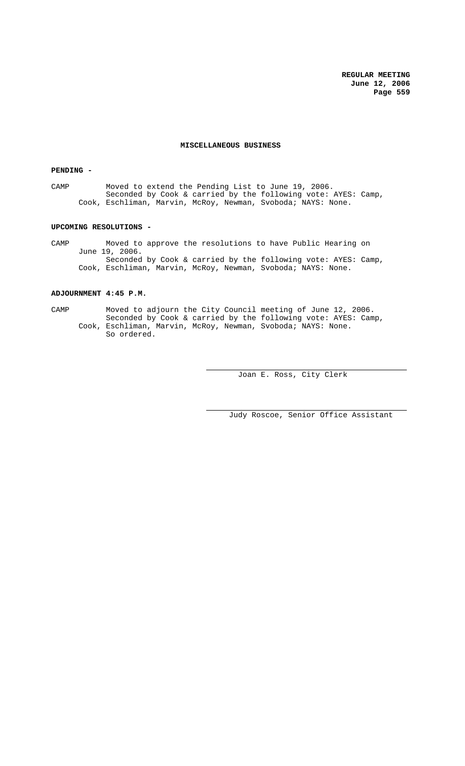**MISCELLANEOUS BUSINESS**

**PENDING -**

CAMP Moved to extend the Pending List to June 19, 2006.
Seconded by Cook & carried by the following vote: AYES: Camp, Cook, Eschliman, Marvin, McRoy, Newman, Svoboda; NAYS: None.

**UPCOMING RESOLUTIONS -**

CAMP Moved to approve the resolutions to have Public Hearing on June 19, 2006.
Seconded by Cook & carried by the following vote: AYES: Camp, Cook, Eschliman, Marvin, McRoy, Newman, Svoboda; NAYS: None.

**ADJOURNMENT 4:45 P.M.**

CAMP Moved to adjourn the City Council meeting of June 12, 2006.
Seconded by Cook & carried by the following vote: AYES: Camp, Cook, Eschliman, Marvin, McRoy, Newman, Svoboda; NAYS: None.
So ordered.

Joan E. Ross, City Clerk

Judy Roscoe, Senior Office Assistant